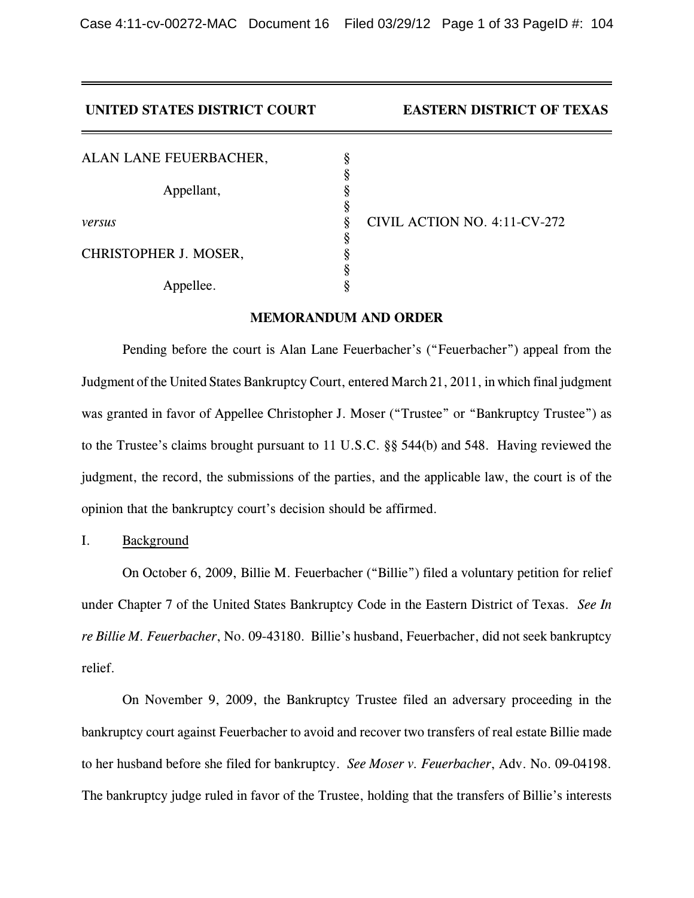**UNITED STATES DISTRICT COURT** **EASTERN DISTRICT OF TEXAS**

| | | |
|---|---|---|
| ALAN LANE FEUERBACHER, | § | |
| | § | |
| Appellant, | § | |
| | § | |
| *versus* | § | CIVIL ACTION NO. 4:11-CV-272 |
| | § | |
| CHRISTOPHER J. MOSER, | § | |
| | § | |
| Appellee. | § | |

## MEMORANDUM AND ORDER

Pending before the court is Alan Lane Feuerbacher's ("Feuerbacher") appeal from the Judgment of the United States Bankruptcy Court, entered March 21, 2011, in which final judgment was granted in favor of Appellee Christopher J. Moser ("Trustee" or "Bankruptcy Trustee") as to the Trustee's claims brought pursuant to 11 U.S.C. §§ 544(b) and 548. Having reviewed the judgment, the record, the submissions of the parties, and the applicable law, the court is of the opinion that the bankruptcy court's decision should be affirmed.

I. Background

On October 6, 2009, Billie M. Feuerbacher ("Billie") filed a voluntary petition for relief under Chapter 7 of the United States Bankruptcy Code in the Eastern District of Texas. *See In re Billie M. Feuerbacher*, No. 09-43180. Billie's husband, Feuerbacher, did not seek bankruptcy relief.

On November 9, 2009, the Bankruptcy Trustee filed an adversary proceeding in the bankruptcy court against Feuerbacher to avoid and recover two transfers of real estate Billie made to her husband before she filed for bankruptcy. *See Moser v. Feuerbacher*, Adv. No. 09-04198. The bankruptcy judge ruled in favor of the Trustee, holding that the transfers of Billie's interests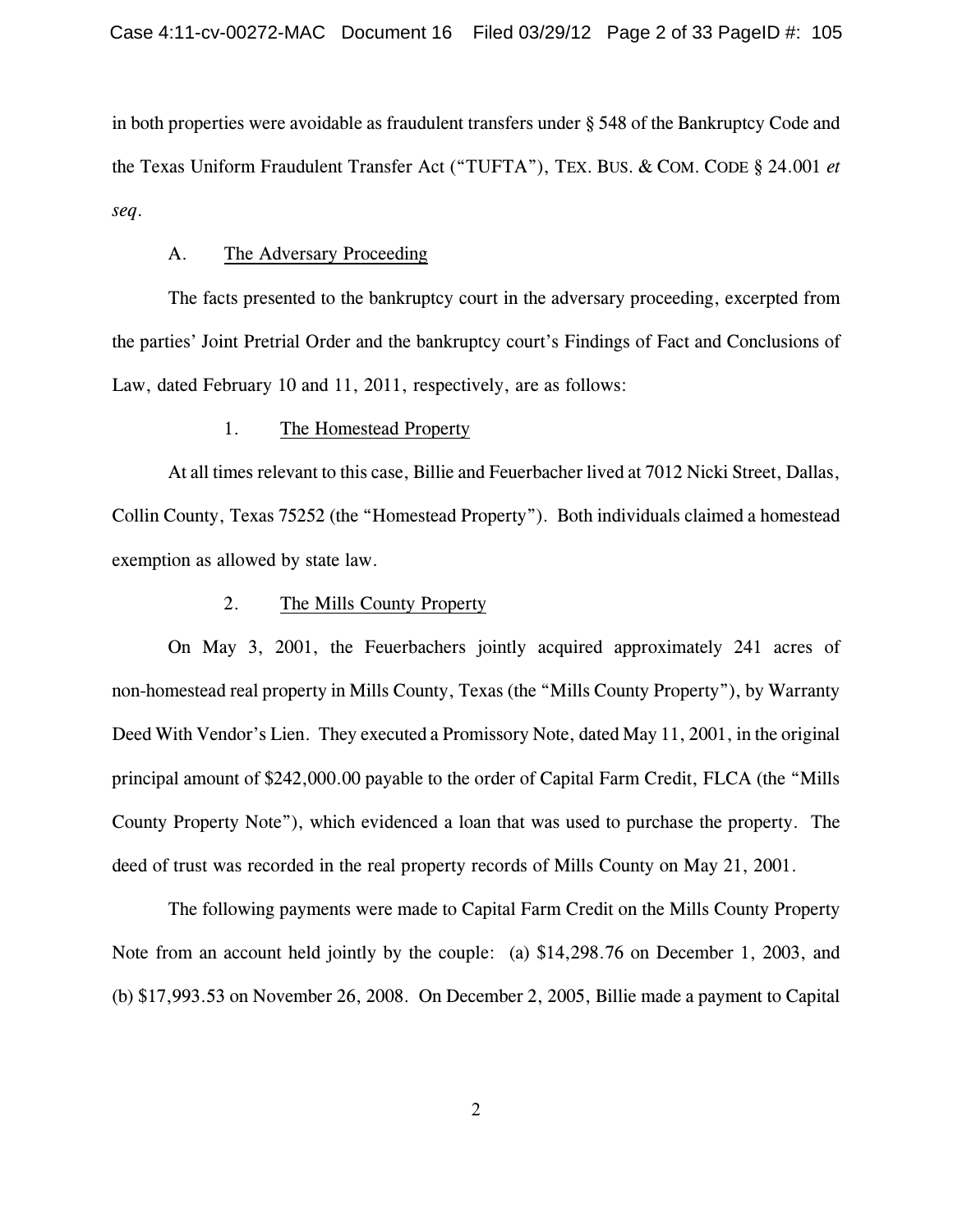in both properties were avoidable as fraudulent transfers under § 548 of the Bankruptcy Code and the Texas Uniform Fraudulent Transfer Act ("TUFTA"), TEX. BUS. & COM. CODE § 24.001 *et seq*.

A. The Adversary Proceeding

The facts presented to the bankruptcy court in the adversary proceeding, excerpted from the parties' Joint Pretrial Order and the bankruptcy court's Findings of Fact and Conclusions of Law, dated February 10 and 11, 2011, respectively, are as follows:

1. The Homestead Property

At all times relevant to this case, Billie and Feuerbacher lived at 7012 Nicki Street, Dallas, Collin County, Texas 75252 (the "Homestead Property"). Both individuals claimed a homestead exemption as allowed by state law.

2. The Mills County Property

On May 3, 2001, the Feuerbachers jointly acquired approximately 241 acres of non-homestead real property in Mills County, Texas (the "Mills County Property"), by Warranty Deed With Vendor's Lien. They executed a Promissory Note, dated May 11, 2001, in the original principal amount of $242,000.00 payable to the order of Capital Farm Credit, FLCA (the "Mills County Property Note"), which evidenced a loan that was used to purchase the property. The deed of trust was recorded in the real property records of Mills County on May 21, 2001.

The following payments were made to Capital Farm Credit on the Mills County Property Note from an account held jointly by the couple: (a) $14,298.76 on December 1, 2003, and (b) $17,993.53 on November 26, 2008. On December 2, 2005, Billie made a payment to Capital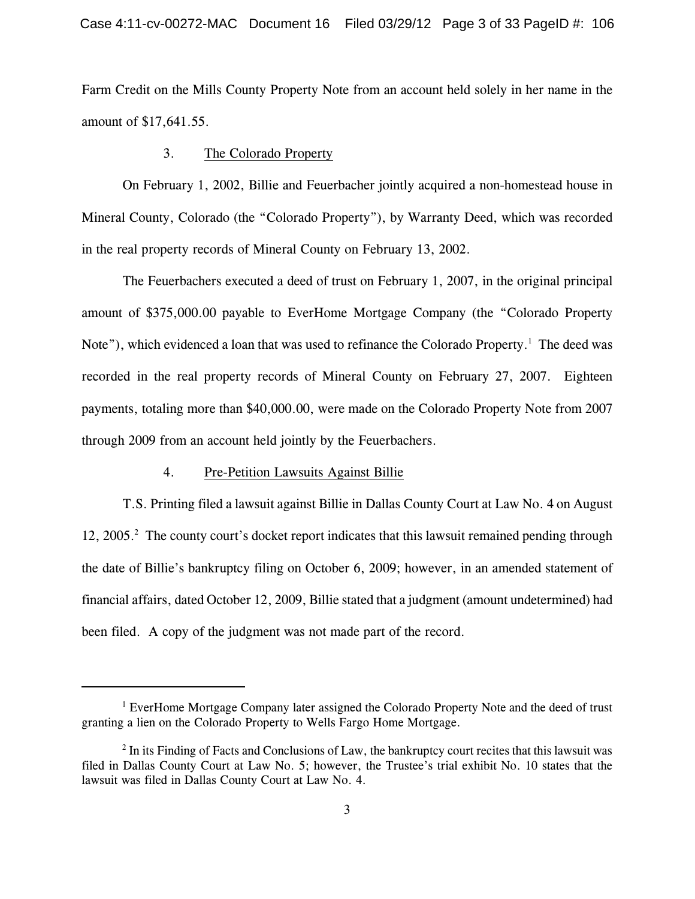Farm Credit on the Mills County Property Note from an account held solely in her name in the amount of $17,641.55.

### 3. The Colorado Property

On February 1, 2002, Billie and Feuerbacher jointly acquired a non-homestead house in Mineral County, Colorado (the "Colorado Property"), by Warranty Deed, which was recorded in the real property records of Mineral County on February 13, 2002.

The Feuerbachers executed a deed of trust on February 1, 2007, in the original principal amount of $375,000.00 payable to EverHome Mortgage Company (the "Colorado Property Note"), which evidenced a loan that was used to refinance the Colorado Property.[1] The deed was recorded in the real property records of Mineral County on February 27, 2007. Eighteen payments, totaling more than $40,000.00, were made on the Colorado Property Note from 2007 through 2009 from an account held jointly by the Feuerbachers.

### 4. Pre-Petition Lawsuits Against Billie

T.S. Printing filed a lawsuit against Billie in Dallas County Court at Law No. 4 on August 12, 2005.[2] The county court's docket report indicates that this lawsuit remained pending through the date of Billie's bankruptcy filing on October 6, 2009; however, in an amended statement of financial affairs, dated October 12, 2009, Billie stated that a judgment (amount undetermined) had been filed. A copy of the judgment was not made part of the record.

---

[1] EverHome Mortgage Company later assigned the Colorado Property Note and the deed of trust granting a lien on the Colorado Property to Wells Fargo Home Mortgage.

[2] In its Finding of Facts and Conclusions of Law, the bankruptcy court recites that this lawsuit was filed in Dallas County Court at Law No. 5; however, the Trustee's trial exhibit No. 10 states that the lawsuit was filed in Dallas County Court at Law No. 4.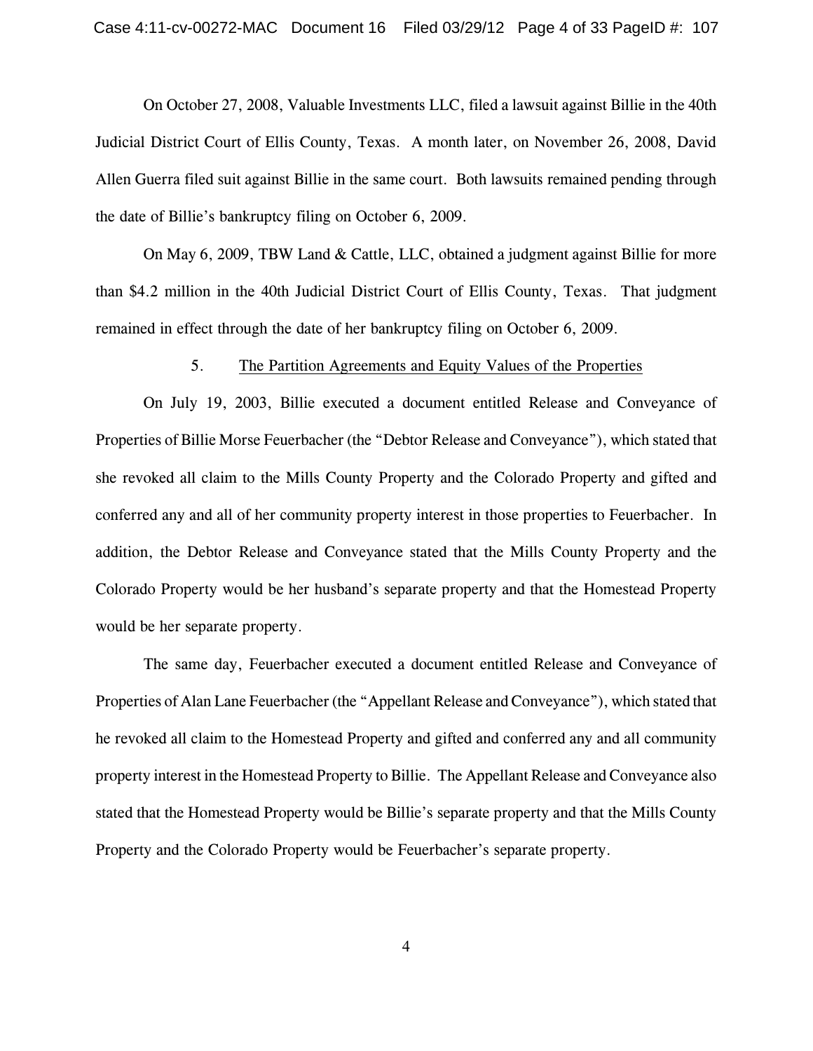On October 27, 2008, Valuable Investments LLC, filed a lawsuit against Billie in the 40th Judicial District Court of Ellis County, Texas. A month later, on November 26, 2008, David Allen Guerra filed suit against Billie in the same court. Both lawsuits remained pending through the date of Billie's bankruptcy filing on October 6, 2009.

On May 6, 2009, TBW Land & Cattle, LLC, obtained a judgment against Billie for more than $4.2 million in the 40th Judicial District Court of Ellis County, Texas. That judgment remained in effect through the date of her bankruptcy filing on October 6, 2009.

### 5. The Partition Agreements and Equity Values of the Properties

On July 19, 2003, Billie executed a document entitled Release and Conveyance of Properties of Billie Morse Feuerbacher (the "Debtor Release and Conveyance"), which stated that she revoked all claim to the Mills County Property and the Colorado Property and gifted and conferred any and all of her community property interest in those properties to Feuerbacher. In addition, the Debtor Release and Conveyance stated that the Mills County Property and the Colorado Property would be her husband's separate property and that the Homestead Property would be her separate property.

The same day, Feuerbacher executed a document entitled Release and Conveyance of Properties of Alan Lane Feuerbacher (the "Appellant Release and Conveyance"), which stated that he revoked all claim to the Homestead Property and gifted and conferred any and all community property interest in the Homestead Property to Billie. The Appellant Release and Conveyance also stated that the Homestead Property would be Billie's separate property and that the Mills County Property and the Colorado Property would be Feuerbacher's separate property.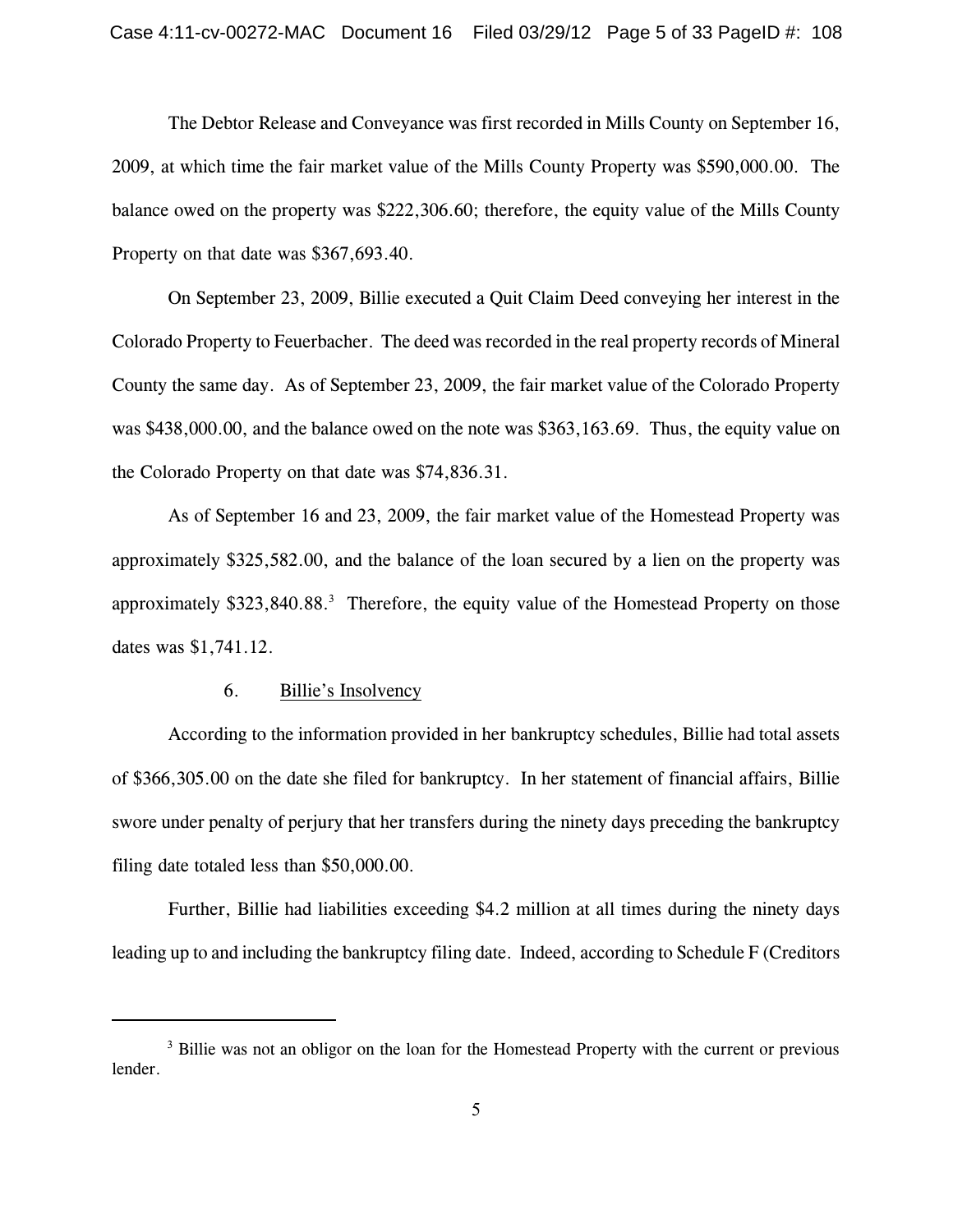The Debtor Release and Conveyance was first recorded in Mills County on September 16, 2009, at which time the fair market value of the Mills County Property was $590,000.00. The balance owed on the property was $222,306.60; therefore, the equity value of the Mills County Property on that date was $367,693.40.

On September 23, 2009, Billie executed a Quit Claim Deed conveying her interest in the Colorado Property to Feuerbacher. The deed was recorded in the real property records of Mineral County the same day. As of September 23, 2009, the fair market value of the Colorado Property was $438,000.00, and the balance owed on the note was $363,163.69. Thus, the equity value on the Colorado Property on that date was $74,836.31.

As of September 16 and 23, 2009, the fair market value of the Homestead Property was approximately $325,582.00, and the balance of the loan secured by a lien on the property was approximately $323,840.88.[3] Therefore, the equity value of the Homestead Property on those dates was $1,741.12.

6. <u>Billie's Insolvency</u>

According to the information provided in her bankruptcy schedules, Billie had total assets of $366,305.00 on the date she filed for bankruptcy. In her statement of financial affairs, Billie swore under penalty of perjury that her transfers during the ninety days preceding the bankruptcy filing date totaled less than $50,000.00.

Further, Billie had liabilities exceeding $4.2 million at all times during the ninety days leading up to and including the bankruptcy filing date. Indeed, according to Schedule F (Creditors

---

[3] Billie was not an obligor on the loan for the Homestead Property with the current or previous lender.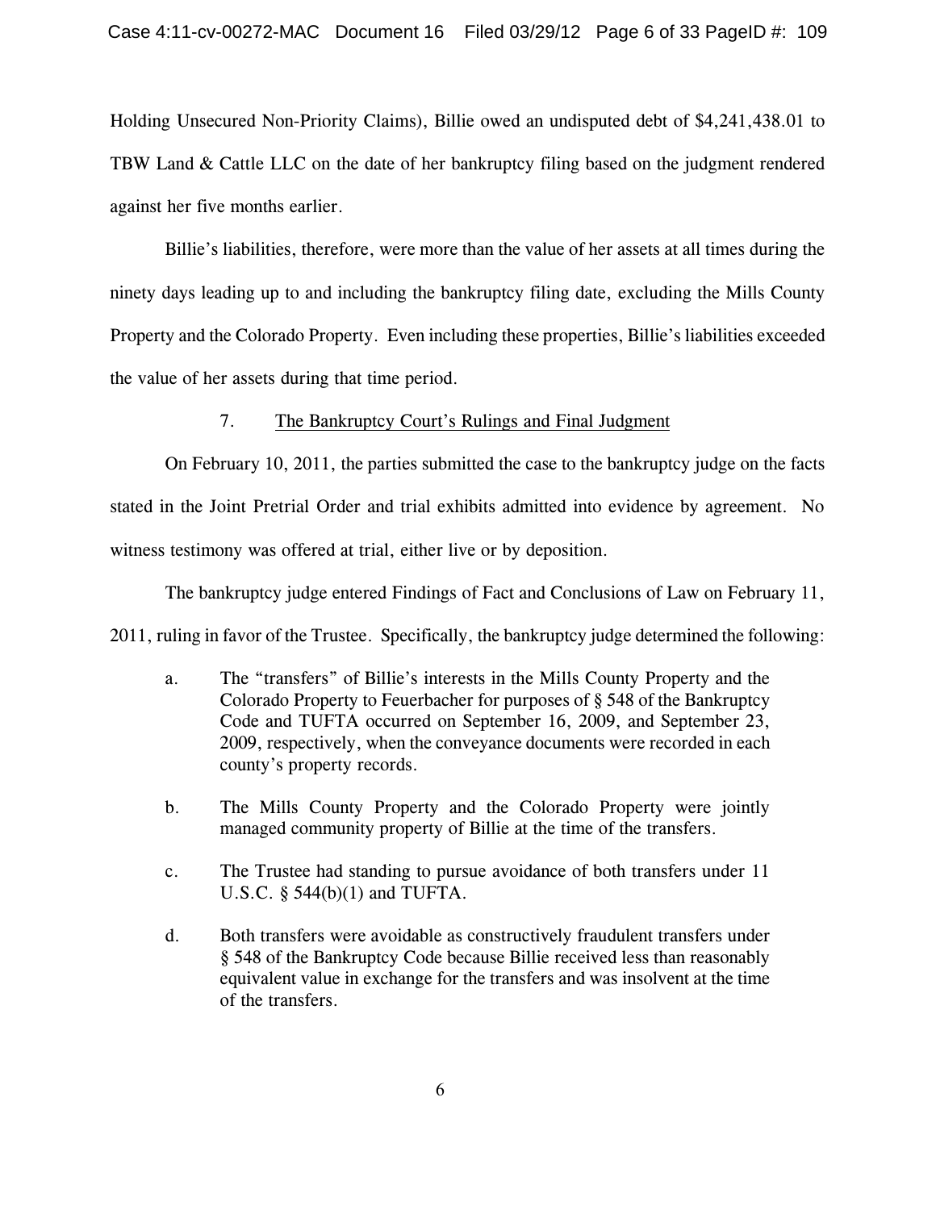Holding Unsecured Non-Priority Claims), Billie owed an undisputed debt of $4,241,438.01 to TBW Land & Cattle LLC on the date of her bankruptcy filing based on the judgment rendered against her five months earlier.

Billie's liabilities, therefore, were more than the value of her assets at all times during the ninety days leading up to and including the bankruptcy filing date, excluding the Mills County Property and the Colorado Property. Even including these properties, Billie's liabilities exceeded the value of her assets during that time period.

7. <u>The Bankruptcy Court's Rulings and Final Judgment</u>

On February 10, 2011, the parties submitted the case to the bankruptcy judge on the facts stated in the Joint Pretrial Order and trial exhibits admitted into evidence by agreement. No witness testimony was offered at trial, either live or by deposition.

The bankruptcy judge entered Findings of Fact and Conclusions of Law on February 11, 2011, ruling in favor of the Trustee. Specifically, the bankruptcy judge determined the following:

a. The "transfers" of Billie's interests in the Mills County Property and the Colorado Property to Feuerbacher for purposes of § 548 of the Bankruptcy Code and TUFTA occurred on September 16, 2009, and September 23, 2009, respectively, when the conveyance documents were recorded in each county's property records.

b. The Mills County Property and the Colorado Property were jointly managed community property of Billie at the time of the transfers.

c. The Trustee had standing to pursue avoidance of both transfers under 11 U.S.C. § 544(b)(1) and TUFTA.

d. Both transfers were avoidable as constructively fraudulent transfers under § 548 of the Bankruptcy Code because Billie received less than reasonably equivalent value in exchange for the transfers and was insolvent at the time of the transfers.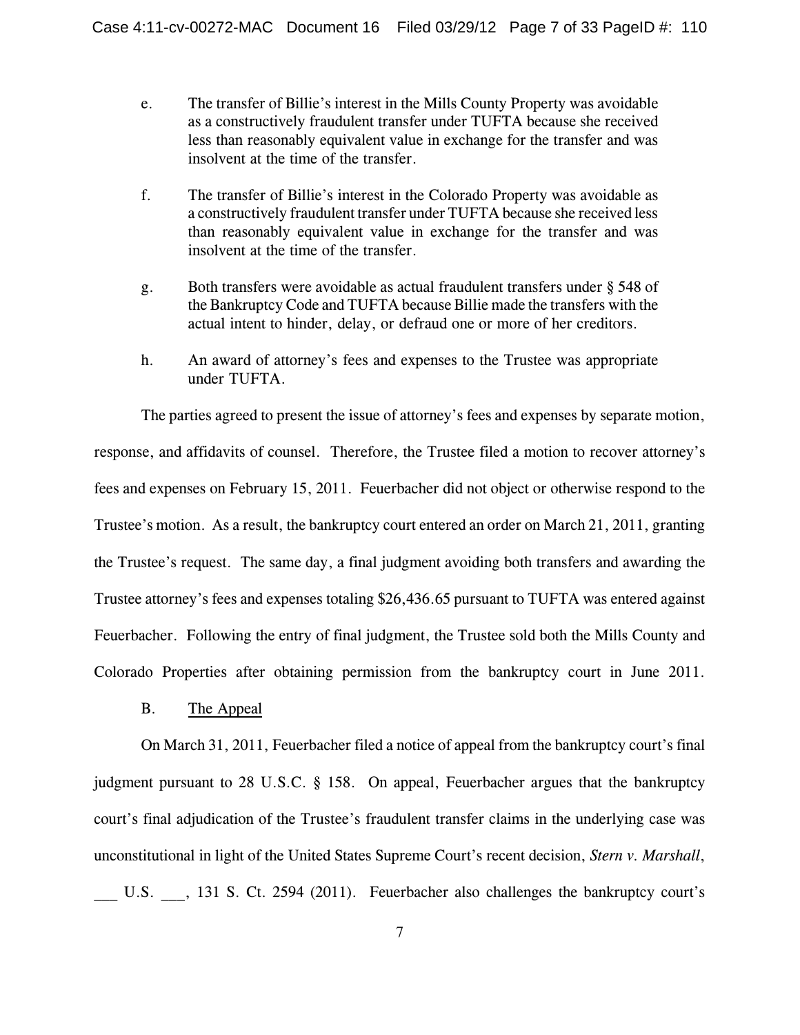e. The transfer of Billie's interest in the Mills County Property was avoidable as a constructively fraudulent transfer under TUFTA because she received less than reasonably equivalent value in exchange for the transfer and was insolvent at the time of the transfer.

f. The transfer of Billie's interest in the Colorado Property was avoidable as a constructively fraudulent transfer under TUFTA because she received less than reasonably equivalent value in exchange for the transfer and was insolvent at the time of the transfer.

g. Both transfers were avoidable as actual fraudulent transfers under § 548 of the Bankruptcy Code and TUFTA because Billie made the transfers with the actual intent to hinder, delay, or defraud one or more of her creditors.

h. An award of attorney's fees and expenses to the Trustee was appropriate under TUFTA.

The parties agreed to present the issue of attorney's fees and expenses by separate motion, response, and affidavits of counsel. Therefore, the Trustee filed a motion to recover attorney's fees and expenses on February 15, 2011. Feuerbacher did not object or otherwise respond to the Trustee's motion. As a result, the bankruptcy court entered an order on March 21, 2011, granting the Trustee's request. The same day, a final judgment avoiding both transfers and awarding the Trustee attorney's fees and expenses totaling $26,436.65 pursuant to TUFTA was entered against Feuerbacher. Following the entry of final judgment, the Trustee sold both the Mills County and Colorado Properties after obtaining permission from the bankruptcy court in June 2011.

B. <u>The Appeal</u>

On March 31, 2011, Feuerbacher filed a notice of appeal from the bankruptcy court's final judgment pursuant to 28 U.S.C. § 158. On appeal, Feuerbacher argues that the bankruptcy court's final adjudication of the Trustee's fraudulent transfer claims in the underlying case was unconstitutional in light of the United States Supreme Court's recent decision, *Stern v. Marshall*, ___ U.S. ___, 131 S. Ct. 2594 (2011). Feuerbacher also challenges the bankruptcy court's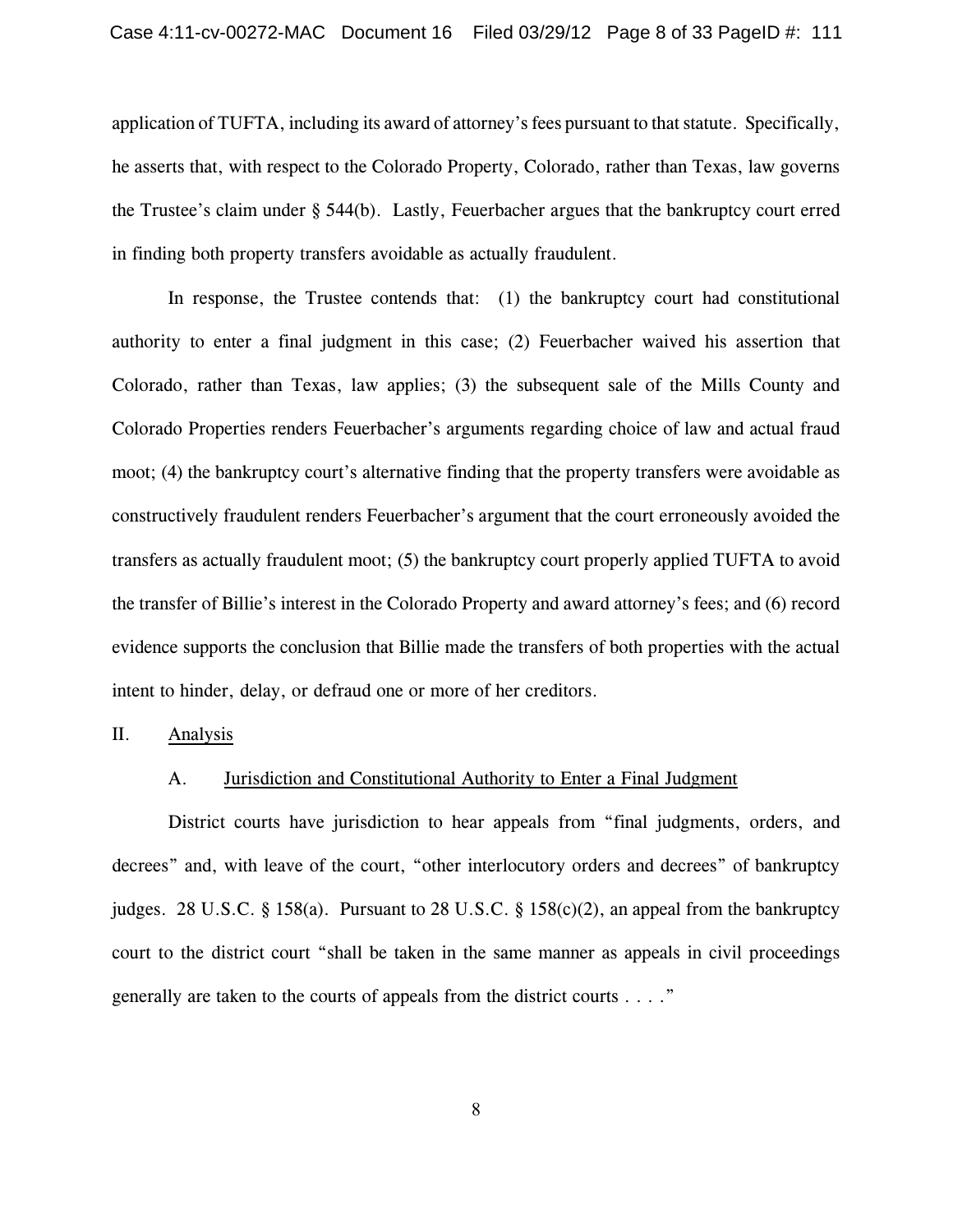application of TUFTA, including its award of attorney's fees pursuant to that statute. Specifically, he asserts that, with respect to the Colorado Property, Colorado, rather than Texas, law governs the Trustee's claim under § 544(b). Lastly, Feuerbacher argues that the bankruptcy court erred in finding both property transfers avoidable as actually fraudulent.

In response, the Trustee contends that: (1) the bankruptcy court had constitutional authority to enter a final judgment in this case; (2) Feuerbacher waived his assertion that Colorado, rather than Texas, law applies; (3) the subsequent sale of the Mills County and Colorado Properties renders Feuerbacher's arguments regarding choice of law and actual fraud moot; (4) the bankruptcy court's alternative finding that the property transfers were avoidable as constructively fraudulent renders Feuerbacher's argument that the court erroneously avoided the transfers as actually fraudulent moot; (5) the bankruptcy court properly applied TUFTA to avoid the transfer of Billie's interest in the Colorado Property and award attorney's fees; and (6) record evidence supports the conclusion that Billie made the transfers of both properties with the actual intent to hinder, delay, or defraud one or more of her creditors.

## II. Analysis

### A. Jurisdiction and Constitutional Authority to Enter a Final Judgment

District courts have jurisdiction to hear appeals from "final judgments, orders, and decrees" and, with leave of the court, "other interlocutory orders and decrees" of bankruptcy judges. 28 U.S.C. § 158(a). Pursuant to 28 U.S.C. § 158(c)(2), an appeal from the bankruptcy court to the district court "shall be taken in the same manner as appeals in civil proceedings generally are taken to the courts of appeals from the district courts . . . ."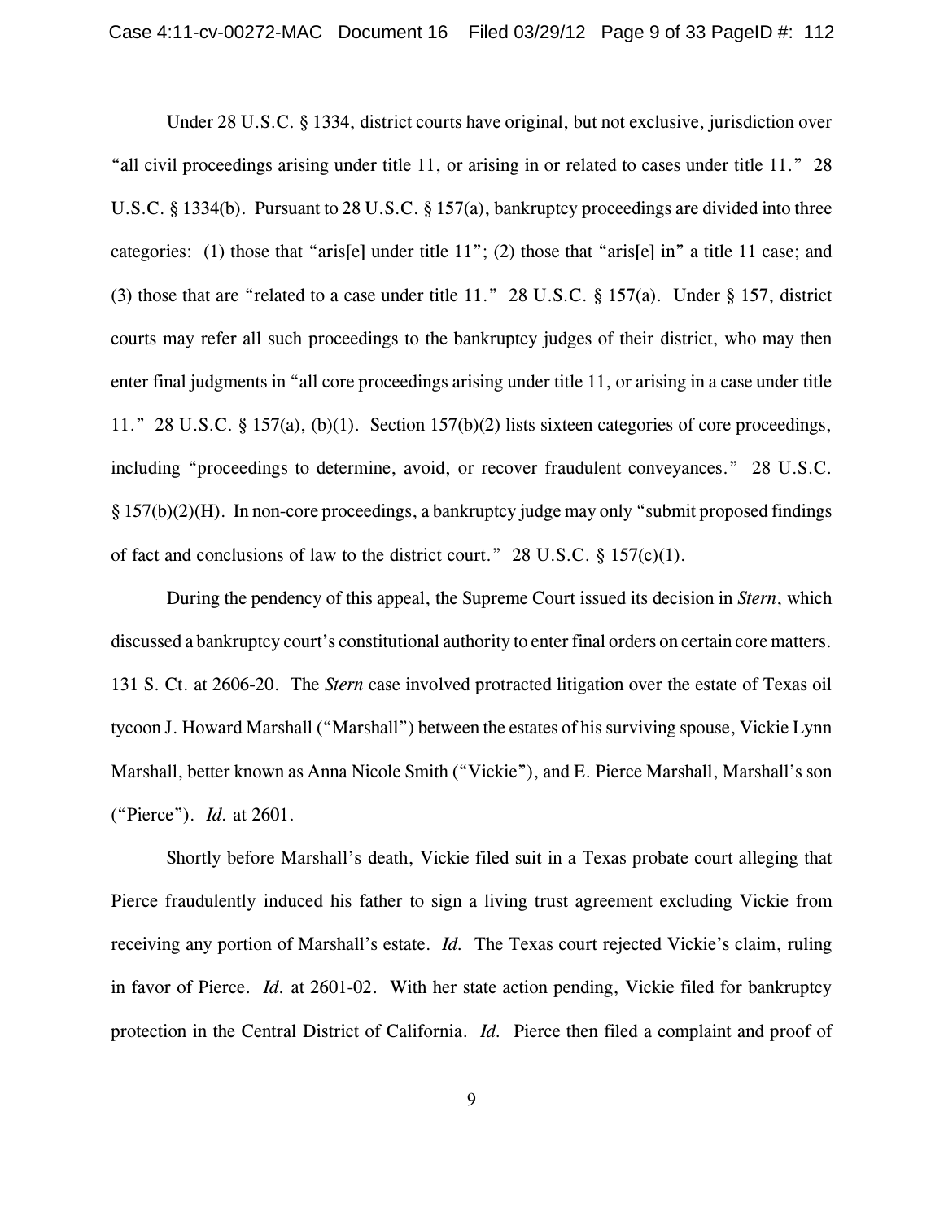Under 28 U.S.C. § 1334, district courts have original, but not exclusive, jurisdiction over "all civil proceedings arising under title 11, or arising in or related to cases under title 11." 28 U.S.C. § 1334(b). Pursuant to 28 U.S.C. § 157(a), bankruptcy proceedings are divided into three categories: (1) those that "aris[e] under title 11"; (2) those that "aris[e] in" a title 11 case; and (3) those that are "related to a case under title 11." 28 U.S.C. § 157(a). Under § 157, district courts may refer all such proceedings to the bankruptcy judges of their district, who may then enter final judgments in "all core proceedings arising under title 11, or arising in a case under title 11." 28 U.S.C. § 157(a), (b)(1). Section 157(b)(2) lists sixteen categories of core proceedings, including "proceedings to determine, avoid, or recover fraudulent conveyances." 28 U.S.C. § 157(b)(2)(H). In non-core proceedings, a bankruptcy judge may only "submit proposed findings of fact and conclusions of law to the district court." 28 U.S.C. § 157(c)(1).

During the pendency of this appeal, the Supreme Court issued its decision in *Stern*, which discussed a bankruptcy court's constitutional authority to enter final orders on certain core matters. 131 S. Ct. at 2606-20. The *Stern* case involved protracted litigation over the estate of Texas oil tycoon J. Howard Marshall ("Marshall") between the estates of his surviving spouse, Vickie Lynn Marshall, better known as Anna Nicole Smith ("Vickie"), and E. Pierce Marshall, Marshall's son ("Pierce"). *Id.* at 2601.

Shortly before Marshall's death, Vickie filed suit in a Texas probate court alleging that Pierce fraudulently induced his father to sign a living trust agreement excluding Vickie from receiving any portion of Marshall's estate. *Id.* The Texas court rejected Vickie's claim, ruling in favor of Pierce. *Id.* at 2601-02. With her state action pending, Vickie filed for bankruptcy protection in the Central District of California. *Id.* Pierce then filed a complaint and proof of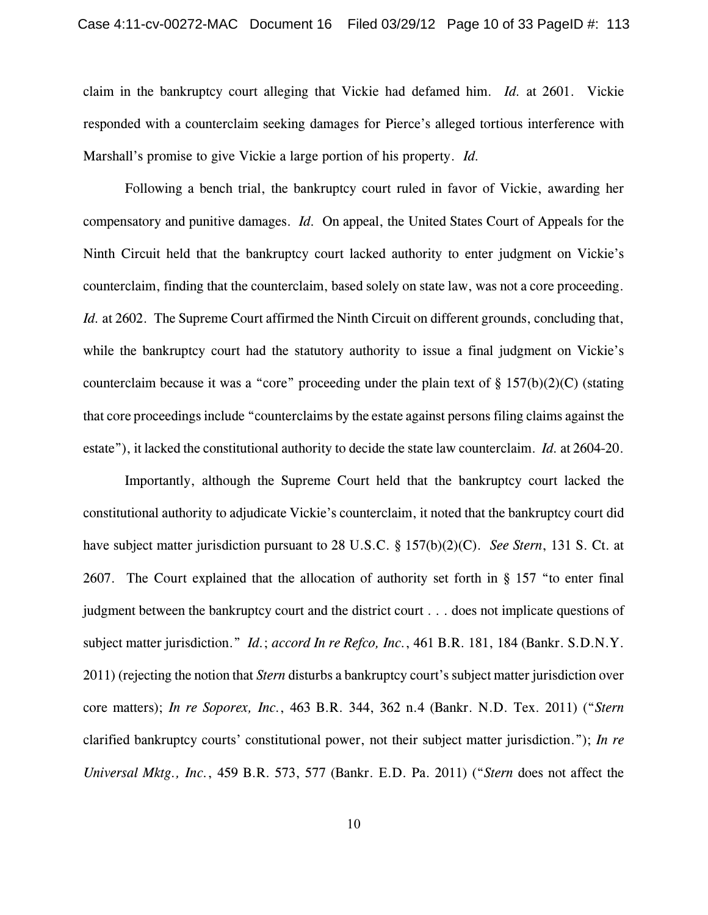claim in the bankruptcy court alleging that Vickie had defamed him. *Id.* at 2601. Vickie responded with a counterclaim seeking damages for Pierce's alleged tortious interference with Marshall's promise to give Vickie a large portion of his property. *Id.*

Following a bench trial, the bankruptcy court ruled in favor of Vickie, awarding her compensatory and punitive damages. *Id.* On appeal, the United States Court of Appeals for the Ninth Circuit held that the bankruptcy court lacked authority to enter judgment on Vickie's counterclaim, finding that the counterclaim, based solely on state law, was not a core proceeding. *Id.* at 2602. The Supreme Court affirmed the Ninth Circuit on different grounds, concluding that, while the bankruptcy court had the statutory authority to issue a final judgment on Vickie's counterclaim because it was a "core" proceeding under the plain text of § 157(b)(2)(C) (stating that core proceedings include "counterclaims by the estate against persons filing claims against the estate"), it lacked the constitutional authority to decide the state law counterclaim. *Id.* at 2604-20.

Importantly, although the Supreme Court held that the bankruptcy court lacked the constitutional authority to adjudicate Vickie's counterclaim, it noted that the bankruptcy court did have subject matter jurisdiction pursuant to 28 U.S.C. § 157(b)(2)(C). *See Stern*, 131 S. Ct. at 2607. The Court explained that the allocation of authority set forth in § 157 "to enter final judgment between the bankruptcy court and the district court . . . does not implicate questions of subject matter jurisdiction." *Id.*; *accord In re Refco, Inc.*, 461 B.R. 181, 184 (Bankr. S.D.N.Y. 2011) (rejecting the notion that *Stern* disturbs a bankruptcy court's subject matter jurisdiction over core matters); *In re Soporex, Inc.*, 463 B.R. 344, 362 n.4 (Bankr. N.D. Tex. 2011) ("*Stern* clarified bankruptcy courts' constitutional power, not their subject matter jurisdiction."); *In re Universal Mktg., Inc.*, 459 B.R. 573, 577 (Bankr. E.D. Pa. 2011) ("*Stern* does not affect the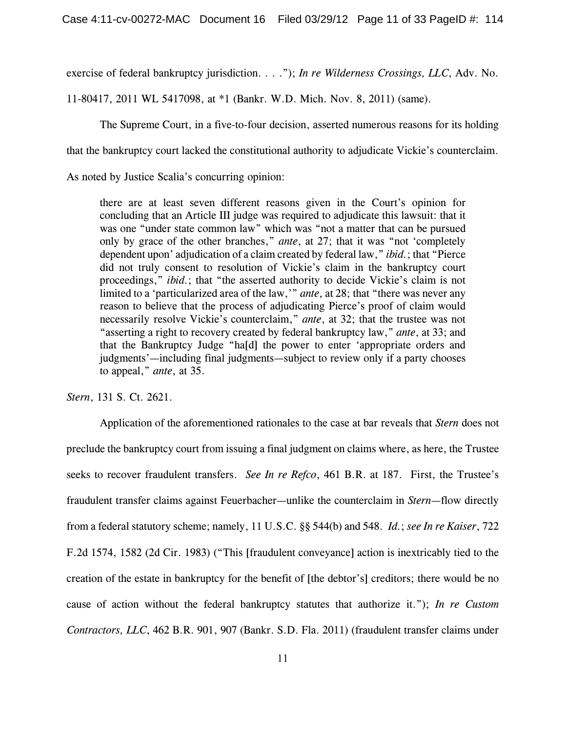exercise of federal bankruptcy jurisdiction. . . ."); *In re Wilderness Crossings, LLC*, Adv. No. 11-80417, 2011 WL 5417098, at *1 (Bankr. W.D. Mich. Nov. 8, 2011) (same).

The Supreme Court, in a five-to-four decision, asserted numerous reasons for its holding that the bankruptcy court lacked the constitutional authority to adjudicate Vickie's counterclaim. As noted by Justice Scalia's concurring opinion:

> there are at least seven different reasons given in the Court's opinion for concluding that an Article III judge was required to adjudicate this lawsuit: that it was one "under state common law" which was "not a matter that can be pursued only by grace of the other branches," *ante*, at 27; that it was "not 'completely dependent upon' adjudication of a claim created by federal law," *ibid.*; that "Pierce did not truly consent to resolution of Vickie's claim in the bankruptcy court proceedings," *ibid.*; that "the asserted authority to decide Vickie's claim is not limited to a 'particularized area of the law,'" *ante*, at 28; that "there was never any reason to believe that the process of adjudicating Pierce's proof of claim would necessarily resolve Vickie's counterclaim," *ante*, at 32; that the trustee was not "asserting a right to recovery created by federal bankruptcy law," *ante*, at 33; and that the Bankruptcy Judge "ha[d] the power to enter 'appropriate orders and judgments'—including final judgments—subject to review only if a party chooses to appeal," *ante*, at 35.

*Stern*, 131 S. Ct. 2621.

Application of the aforementioned rationales to the case at bar reveals that *Stern* does not preclude the bankruptcy court from issuing a final judgment on claims where, as here, the Trustee seeks to recover fraudulent transfers. *See In re Refco*, 461 B.R. at 187. First, the Trustee's fraudulent transfer claims against Feuerbacher—unlike the counterclaim in *Stern*—flow directly from a federal statutory scheme; namely, 11 U.S.C. §§ 544(b) and 548. *Id.*; *see In re Kaiser*, 722 F.2d 1574, 1582 (2d Cir. 1983) ("This [fraudulent conveyance] action is inextricably tied to the creation of the estate in bankruptcy for the benefit of [the debtor's] creditors; there would be no cause of action without the federal bankruptcy statutes that authorize it."); *In re Custom Contractors, LLC*, 462 B.R. 901, 907 (Bankr. S.D. Fla. 2011) (fraudulent transfer claims under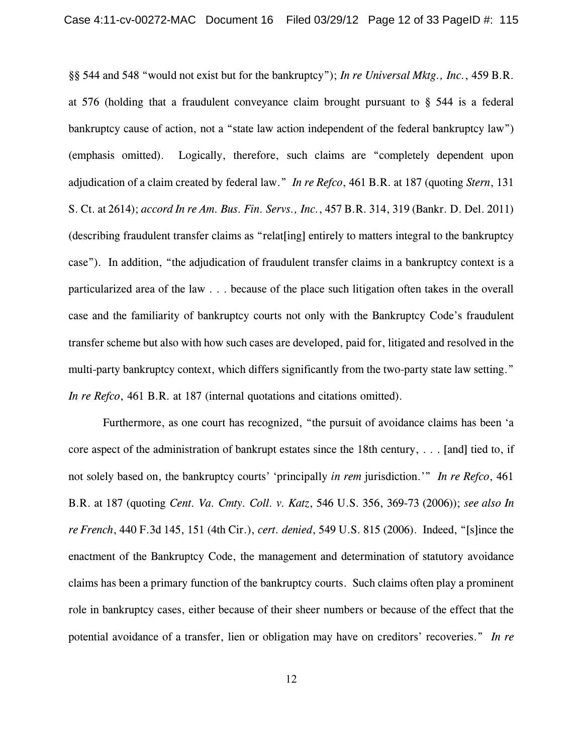§§ 544 and 548 "would not exist but for the bankruptcy"); *In re Universal Mktg., Inc.*, 459 B.R. at 576 (holding that a fraudulent conveyance claim brought pursuant to § 544 is a federal bankruptcy cause of action, not a "state law action independent of the federal bankruptcy law") (emphasis omitted). Logically, therefore, such claims are "completely dependent upon adjudication of a claim created by federal law." *In re Refco*, 461 B.R. at 187 (quoting *Stern*, 131 S. Ct. at 2614); *accord In re Am. Bus. Fin. Servs., Inc.*, 457 B.R. 314, 319 (Bankr. D. Del. 2011) (describing fraudulent transfer claims as "relat[ing] entirely to matters integral to the bankruptcy case"). In addition, "the adjudication of fraudulent transfer claims in a bankruptcy context is a particularized area of the law . . . because of the place such litigation often takes in the overall case and the familiarity of bankruptcy courts not only with the Bankruptcy Code's fraudulent transfer scheme but also with how such cases are developed, paid for, litigated and resolved in the multi-party bankruptcy context, which differs significantly from the two-party state law setting." *In re Refco*, 461 B.R. at 187 (internal quotations and citations omitted).

Furthermore, as one court has recognized, "the pursuit of avoidance claims has been 'a core aspect of the administration of bankrupt estates since the 18th century, . . . [and] tied to, if not solely based on, the bankruptcy courts' 'principally *in rem* jurisdiction.'" *In re Refco*, 461 B.R. at 187 (quoting *Cent. Va. Cmty. Coll. v. Katz*, 546 U.S. 356, 369-73 (2006)); *see also In re French*, 440 F.3d 145, 151 (4th Cir.), *cert. denied*, 549 U.S. 815 (2006). Indeed, "[s]ince the enactment of the Bankruptcy Code, the management and determination of statutory avoidance claims has been a primary function of the bankruptcy courts. Such claims often play a prominent role in bankruptcy cases, either because of their sheer numbers or because of the effect that the potential avoidance of a transfer, lien or obligation may have on creditors' recoveries." *In re*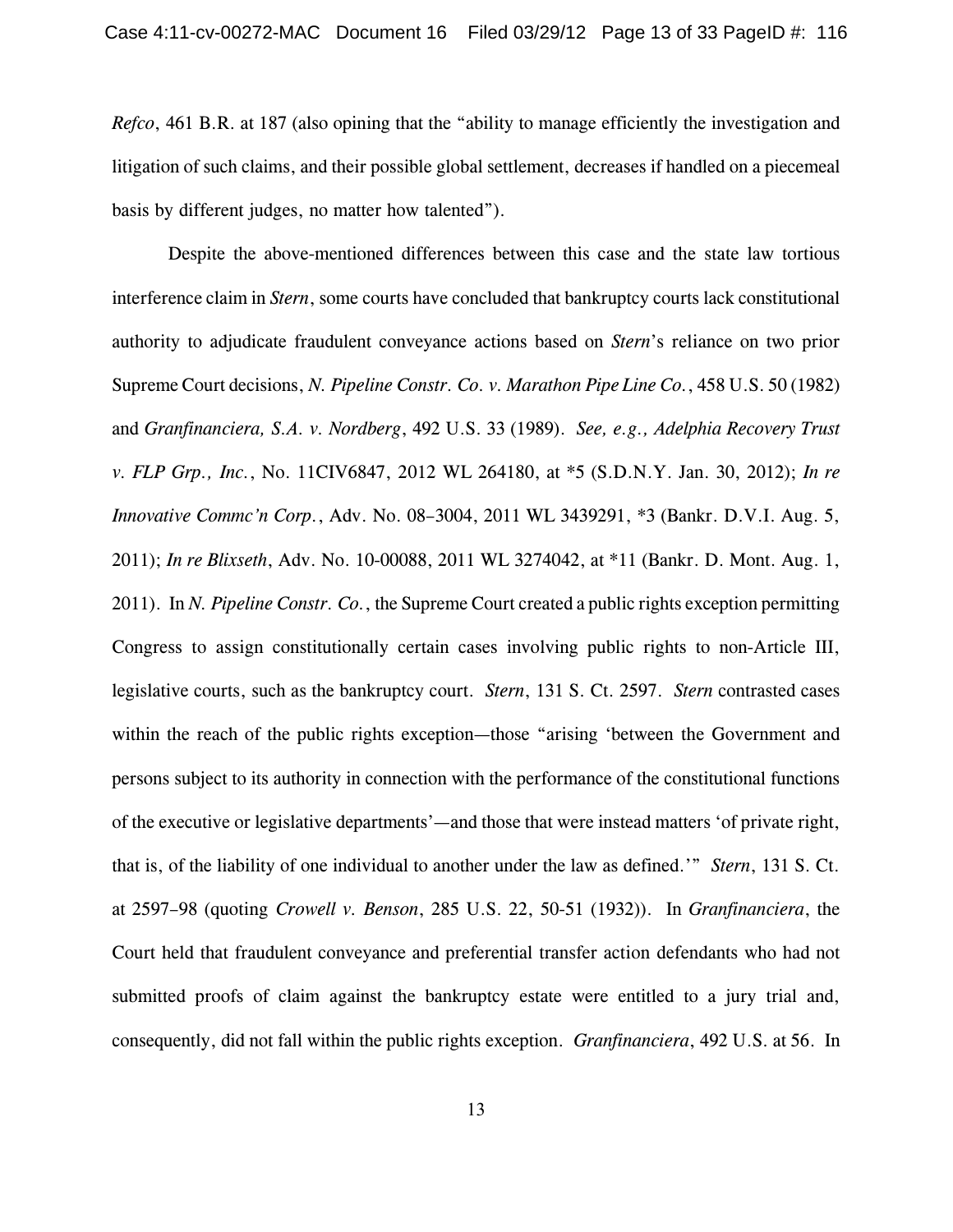*Refco*, 461 B.R. at 187 (also opining that the "ability to manage efficiently the investigation and litigation of such claims, and their possible global settlement, decreases if handled on a piecemeal basis by different judges, no matter how talented").

Despite the above-mentioned differences between this case and the state law tortious interference claim in *Stern*, some courts have concluded that bankruptcy courts lack constitutional authority to adjudicate fraudulent conveyance actions based on *Stern*'s reliance on two prior Supreme Court decisions, *N. Pipeline Constr. Co. v. Marathon Pipe Line Co.*, 458 U.S. 50 (1982) and *Granfinanciera, S.A. v. Nordberg*, 492 U.S. 33 (1989). *See, e.g., Adelphia Recovery Trust v. FLP Grp., Inc.*, No. 11CIV6847, 2012 WL 264180, at *5 (S.D.N.Y. Jan. 30, 2012); *In re Innovative Commc'n Corp.*, Adv. No. 08–3004, 2011 WL 3439291, *3 (Bankr. D.V.I. Aug. 5, 2011); *In re Blixseth*, Adv. No. 10-00088, 2011 WL 3274042, at *11 (Bankr. D. Mont. Aug. 1, 2011). In *N. Pipeline Constr. Co.*, the Supreme Court created a public rights exception permitting Congress to assign constitutionally certain cases involving public rights to non-Article III, legislative courts, such as the bankruptcy court. *Stern*, 131 S. Ct. 2597. *Stern* contrasted cases within the reach of the public rights exception—those "arising 'between the Government and persons subject to its authority in connection with the performance of the constitutional functions of the executive or legislative departments'—and those that were instead matters 'of private right, that is, of the liability of one individual to another under the law as defined.'" *Stern*, 131 S. Ct. at 2597–98 (quoting *Crowell v. Benson*, 285 U.S. 22, 50-51 (1932)). In *Granfinanciera*, the Court held that fraudulent conveyance and preferential transfer action defendants who had not submitted proofs of claim against the bankruptcy estate were entitled to a jury trial and, consequently, did not fall within the public rights exception. *Granfinanciera*, 492 U.S. at 56. In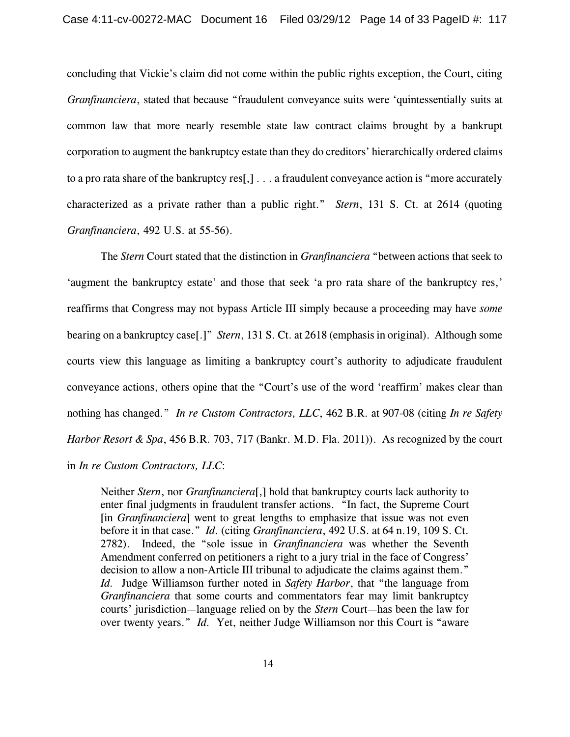concluding that Vickie's claim did not come within the public rights exception, the Court, citing *Granfinanciera*, stated that because "fraudulent conveyance suits were 'quintessentially suits at common law that more nearly resemble state law contract claims brought by a bankrupt corporation to augment the bankruptcy estate than they do creditors' hierarchically ordered claims to a pro rata share of the bankruptcy res[,] . . . a fraudulent conveyance action is "more accurately characterized as a private rather than a public right." *Stern*, 131 S. Ct. at 2614 (quoting *Granfinanciera*, 492 U.S. at 55-56).

The *Stern* Court stated that the distinction in *Granfinanciera* "between actions that seek to 'augment the bankruptcy estate' and those that seek 'a pro rata share of the bankruptcy res,' reaffirms that Congress may not bypass Article III simply because a proceeding may have *some* bearing on a bankruptcy case[.]" *Stern*, 131 S. Ct. at 2618 (emphasis in original). Although some courts view this language as limiting a bankruptcy court's authority to adjudicate fraudulent conveyance actions, others opine that the "Court's use of the word 'reaffirm' makes clear than nothing has changed." *In re Custom Contractors, LLC*, 462 B.R. at 907-08 (citing *In re Safety Harbor Resort & Spa*, 456 B.R. 703, 717 (Bankr. M.D. Fla. 2011)). As recognized by the court in *In re Custom Contractors, LLC*:

> Neither *Stern*, nor *Granfinanciera*[,] hold that bankruptcy courts lack authority to enter final judgments in fraudulent transfer actions. "In fact, the Supreme Court [in *Granfinanciera*] went to great lengths to emphasize that issue was not even before it in that case." *Id.* (citing *Granfinanciera*, 492 U.S. at 64 n.19, 109 S. Ct. 2782). Indeed, the "sole issue in *Granfinanciera* was whether the Seventh Amendment conferred on petitioners a right to a jury trial in the face of Congress' decision to allow a non-Article III tribunal to adjudicate the claims against them." *Id.* Judge Williamson further noted in *Safety Harbor*, that "the language from *Granfinanciera* that some courts and commentators fear may limit bankruptcy courts' jurisdiction—language relied on by the *Stern* Court—has been the law for over twenty years." *Id.* Yet, neither Judge Williamson nor this Court is "aware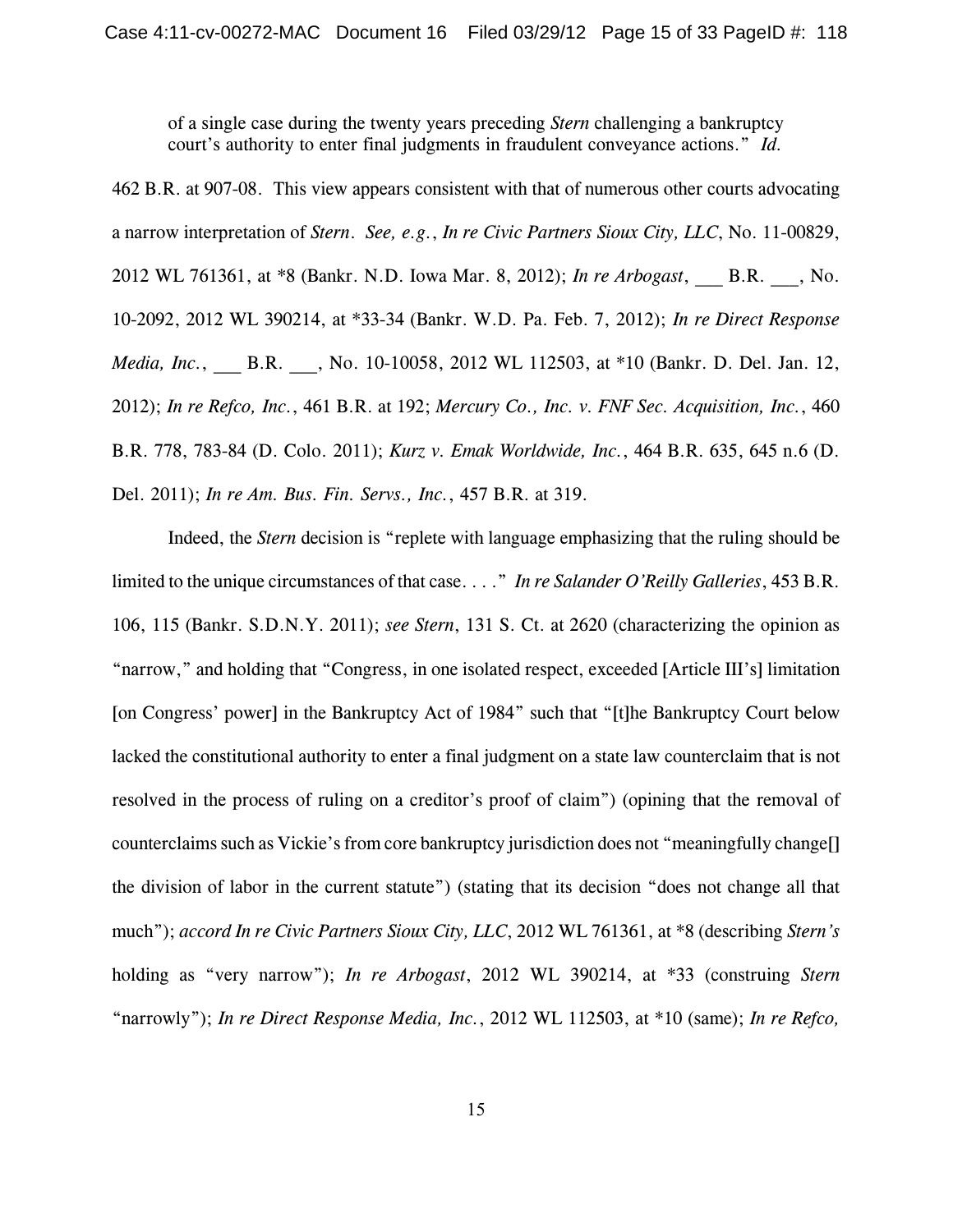of a single case during the twenty years preceding *Stern* challenging a bankruptcy court's authority to enter final judgments in fraudulent conveyance actions." *Id.*

462 B.R. at 907-08. This view appears consistent with that of numerous other courts advocating a narrow interpretation of *Stern*. *See, e.g.*, *In re Civic Partners Sioux City, LLC*, No. 11-00829, 2012 WL 761361, at *8 (Bankr. N.D. Iowa Mar. 8, 2012); *In re Arbogast*, ___ B.R. ___, No. 10-2092, 2012 WL 390214, at *33-34 (Bankr. W.D. Pa. Feb. 7, 2012); *In re Direct Response Media, Inc.*, ___ B.R. ___, No. 10-10058, 2012 WL 112503, at *10 (Bankr. D. Del. Jan. 12, 2012); *In re Refco, Inc.*, 461 B.R. at 192; *Mercury Co., Inc. v. FNF Sec. Acquisition, Inc.*, 460 B.R. 778, 783-84 (D. Colo. 2011); *Kurz v. Emak Worldwide, Inc.*, 464 B.R. 635, 645 n.6 (D. Del. 2011); *In re Am. Bus. Fin. Servs., Inc.*, 457 B.R. at 319.

Indeed, the *Stern* decision is "replete with language emphasizing that the ruling should be limited to the unique circumstances of that case. . . ." *In re Salander O'Reilly Galleries*, 453 B.R. 106, 115 (Bankr. S.D.N.Y. 2011); *see Stern*, 131 S. Ct. at 2620 (characterizing the opinion as "narrow," and holding that "Congress, in one isolated respect, exceeded [Article III's] limitation [on Congress' power] in the Bankruptcy Act of 1984" such that "[t]he Bankruptcy Court below lacked the constitutional authority to enter a final judgment on a state law counterclaim that is not resolved in the process of ruling on a creditor's proof of claim") (opining that the removal of counterclaims such as Vickie's from core bankruptcy jurisdiction does not "meaningfully change[] the division of labor in the current statute") (stating that its decision "does not change all that much"); *accord In re Civic Partners Sioux City, LLC*, 2012 WL 761361, at *8 (describing *Stern's* holding as "very narrow"); *In re Arbogast*, 2012 WL 390214, at *33 (construing *Stern* "narrowly"); *In re Direct Response Media, Inc.*, 2012 WL 112503, at *10 (same); *In re Refco,*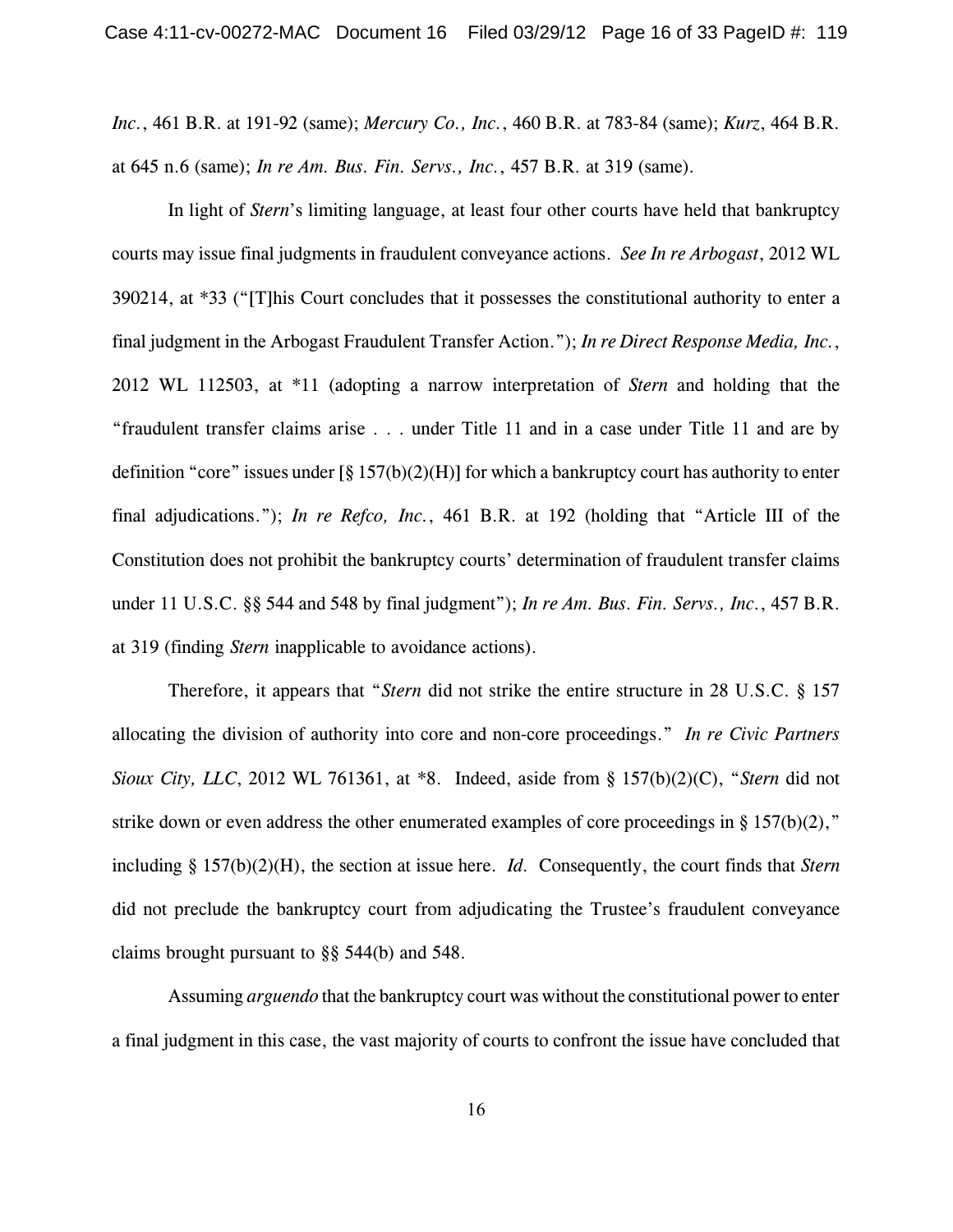*Inc.*, 461 B.R. at 191-92 (same); *Mercury Co., Inc.*, 460 B.R. at 783-84 (same); *Kurz*, 464 B.R. at 645 n.6 (same); *In re Am. Bus. Fin. Servs., Inc.*, 457 B.R. at 319 (same).

In light of *Stern*'s limiting language, at least four other courts have held that bankruptcy courts may issue final judgments in fraudulent conveyance actions. *See In re Arbogast*, 2012 WL 390214, at *33 ("[T]his Court concludes that it possesses the constitutional authority to enter a final judgment in the Arbogast Fraudulent Transfer Action."); *In re Direct Response Media, Inc.*, 2012 WL 112503, at *11 (adopting a narrow interpretation of *Stern* and holding that the "fraudulent transfer claims arise . . . under Title 11 and in a case under Title 11 and are by definition "core" issues under [§ 157(b)(2)(H)] for which a bankruptcy court has authority to enter final adjudications."); *In re Refco, Inc.*, 461 B.R. at 192 (holding that "Article III of the Constitution does not prohibit the bankruptcy courts' determination of fraudulent transfer claims under 11 U.S.C. §§ 544 and 548 by final judgment"); *In re Am. Bus. Fin. Servs., Inc.*, 457 B.R. at 319 (finding *Stern* inapplicable to avoidance actions).

Therefore, it appears that "*Stern* did not strike the entire structure in 28 U.S.C. § 157 allocating the division of authority into core and non-core proceedings." *In re Civic Partners Sioux City, LLC*, 2012 WL 761361, at *8. Indeed, aside from § 157(b)(2)(C), "*Stern* did not strike down or even address the other enumerated examples of core proceedings in § 157(b)(2)," including § 157(b)(2)(H), the section at issue here. *Id.* Consequently, the court finds that *Stern* did not preclude the bankruptcy court from adjudicating the Trustee's fraudulent conveyance claims brought pursuant to §§ 544(b) and 548.

Assuming *arguendo* that the bankruptcy court was without the constitutional power to enter a final judgment in this case, the vast majority of courts to confront the issue have concluded that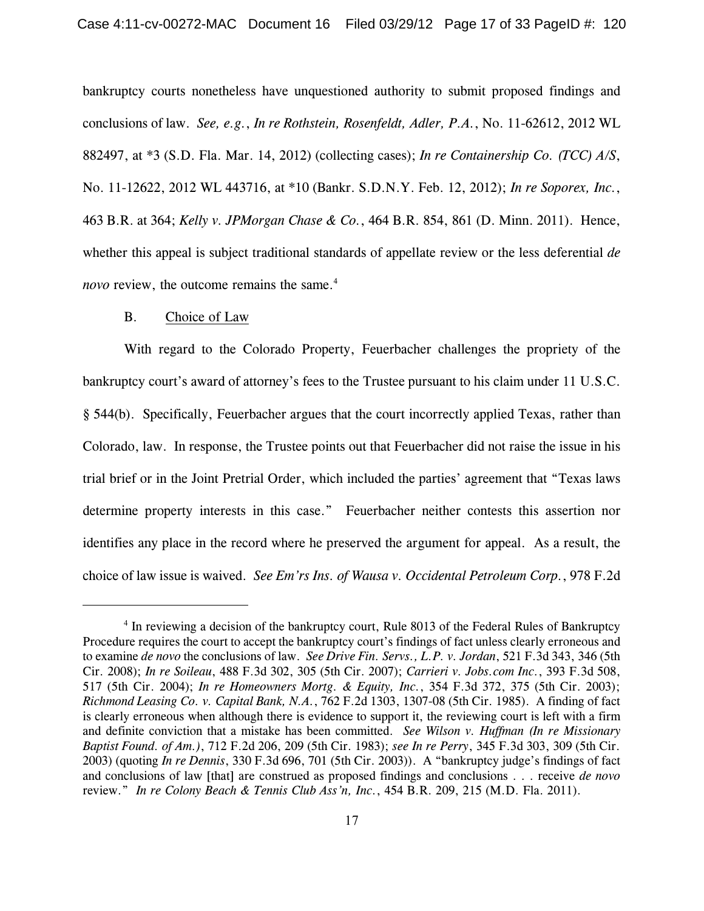bankruptcy courts nonetheless have unquestioned authority to submit proposed findings and conclusions of law. *See, e.g.*, *In re Rothstein, Rosenfeldt, Adler, P.A.*, No. 11-62612, 2012 WL 882497, at *3 (S.D. Fla. Mar. 14, 2012) (collecting cases); *In re Containership Co. (TCC) A/S*, No. 11-12622, 2012 WL 443716, at *10 (Bankr. S.D.N.Y. Feb. 12, 2012); *In re Soporex, Inc.*, 463 B.R. at 364; *Kelly v. JPMorgan Chase & Co.*, 464 B.R. 854, 861 (D. Minn. 2011). Hence, whether this appeal is subject traditional standards of appellate review or the less deferential *de novo* review, the outcome remains the same.[4]

B. Choice of Law

With regard to the Colorado Property, Feuerbacher challenges the propriety of the bankruptcy court's award of attorney's fees to the Trustee pursuant to his claim under 11 U.S.C. § 544(b). Specifically, Feuerbacher argues that the court incorrectly applied Texas, rather than Colorado, law. In response, the Trustee points out that Feuerbacher did not raise the issue in his trial brief or in the Joint Pretrial Order, which included the parties' agreement that "Texas laws determine property interests in this case." Feuerbacher neither contests this assertion nor identifies any place in the record where he preserved the argument for appeal. As a result, the choice of law issue is waived. *See Em'rs Ins. of Wausa v. Occidental Petroleum Corp.*, 978 F.2d

---

[4] In reviewing a decision of the bankruptcy court, Rule 8013 of the Federal Rules of Bankruptcy Procedure requires the court to accept the bankruptcy court's findings of fact unless clearly erroneous and to examine *de novo* the conclusions of law. *See Drive Fin. Servs., L.P. v. Jordan*, 521 F.3d 343, 346 (5th Cir. 2008); *In re Soileau*, 488 F.3d 302, 305 (5th Cir. 2007); *Carrieri v. Jobs.com Inc.*, 393 F.3d 508, 517 (5th Cir. 2004); *In re Homeowners Mortg. & Equity, Inc.*, 354 F.3d 372, 375 (5th Cir. 2003); *Richmond Leasing Co. v. Capital Bank, N.A.*, 762 F.2d 1303, 1307-08 (5th Cir. 1985). A finding of fact is clearly erroneous when although there is evidence to support it, the reviewing court is left with a firm and definite conviction that a mistake has been committed. *See Wilson v. Huffman (In re Missionary Baptist Found. of Am.)*, 712 F.2d 206, 209 (5th Cir. 1983); *see In re Perry*, 345 F.3d 303, 309 (5th Cir. 2003) (quoting *In re Dennis*, 330 F.3d 696, 701 (5th Cir. 2003)). A "bankruptcy judge's findings of fact and conclusions of law [that] are construed as proposed findings and conclusions . . . receive *de novo* review." *In re Colony Beach & Tennis Club Ass'n, Inc.*, 454 B.R. 209, 215 (M.D. Fla. 2011).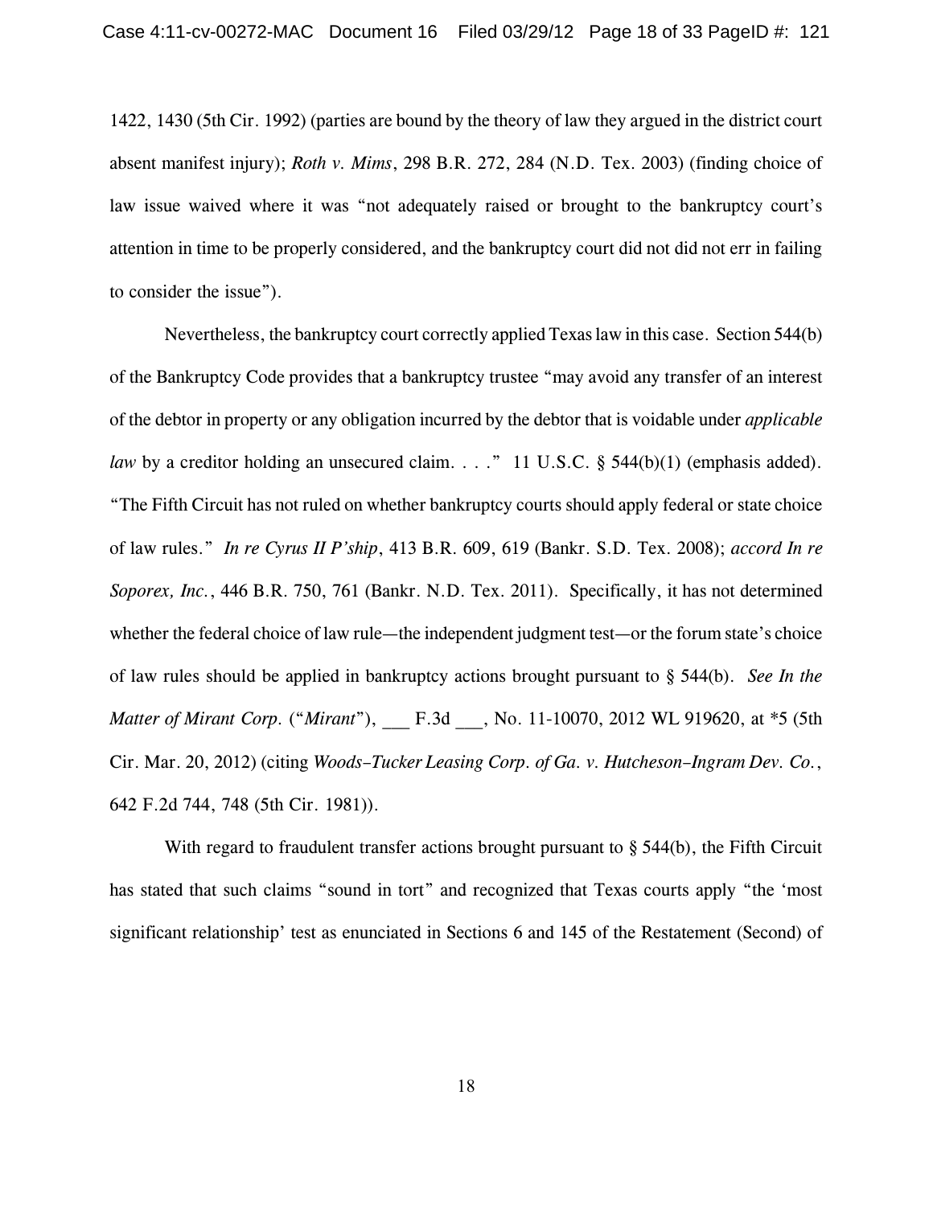1422, 1430 (5th Cir. 1992) (parties are bound by the theory of law they argued in the district court absent manifest injury); *Roth v. Mims*, 298 B.R. 272, 284 (N.D. Tex. 2003) (finding choice of law issue waived where it was "not adequately raised or brought to the bankruptcy court's attention in time to be properly considered, and the bankruptcy court did not did not err in failing to consider the issue").

Nevertheless, the bankruptcy court correctly applied Texas law in this case. Section 544(b) of the Bankruptcy Code provides that a bankruptcy trustee "may avoid any transfer of an interest of the debtor in property or any obligation incurred by the debtor that is voidable under *applicable law* by a creditor holding an unsecured claim. . . ." 11 U.S.C. § 544(b)(1) (emphasis added). "The Fifth Circuit has not ruled on whether bankruptcy courts should apply federal or state choice of law rules." *In re Cyrus II P'ship*, 413 B.R. 609, 619 (Bankr. S.D. Tex. 2008); *accord In re Soporex, Inc.*, 446 B.R. 750, 761 (Bankr. N.D. Tex. 2011). Specifically, it has not determined whether the federal choice of law rule—the independent judgment test—or the forum state's choice of law rules should be applied in bankruptcy actions brought pursuant to § 544(b). *See In the Matter of Mirant Corp.* ("*Mirant*"), ___ F.3d ___, No. 11-10070, 2012 WL 919620, at *5 (5th Cir. Mar. 20, 2012) (citing *Woods–Tucker Leasing Corp. of Ga. v. Hutcheson–Ingram Dev. Co.*, 642 F.2d 744, 748 (5th Cir. 1981)).

With regard to fraudulent transfer actions brought pursuant to § 544(b), the Fifth Circuit has stated that such claims "sound in tort" and recognized that Texas courts apply "the 'most significant relationship' test as enunciated in Sections 6 and 145 of the Restatement (Second) of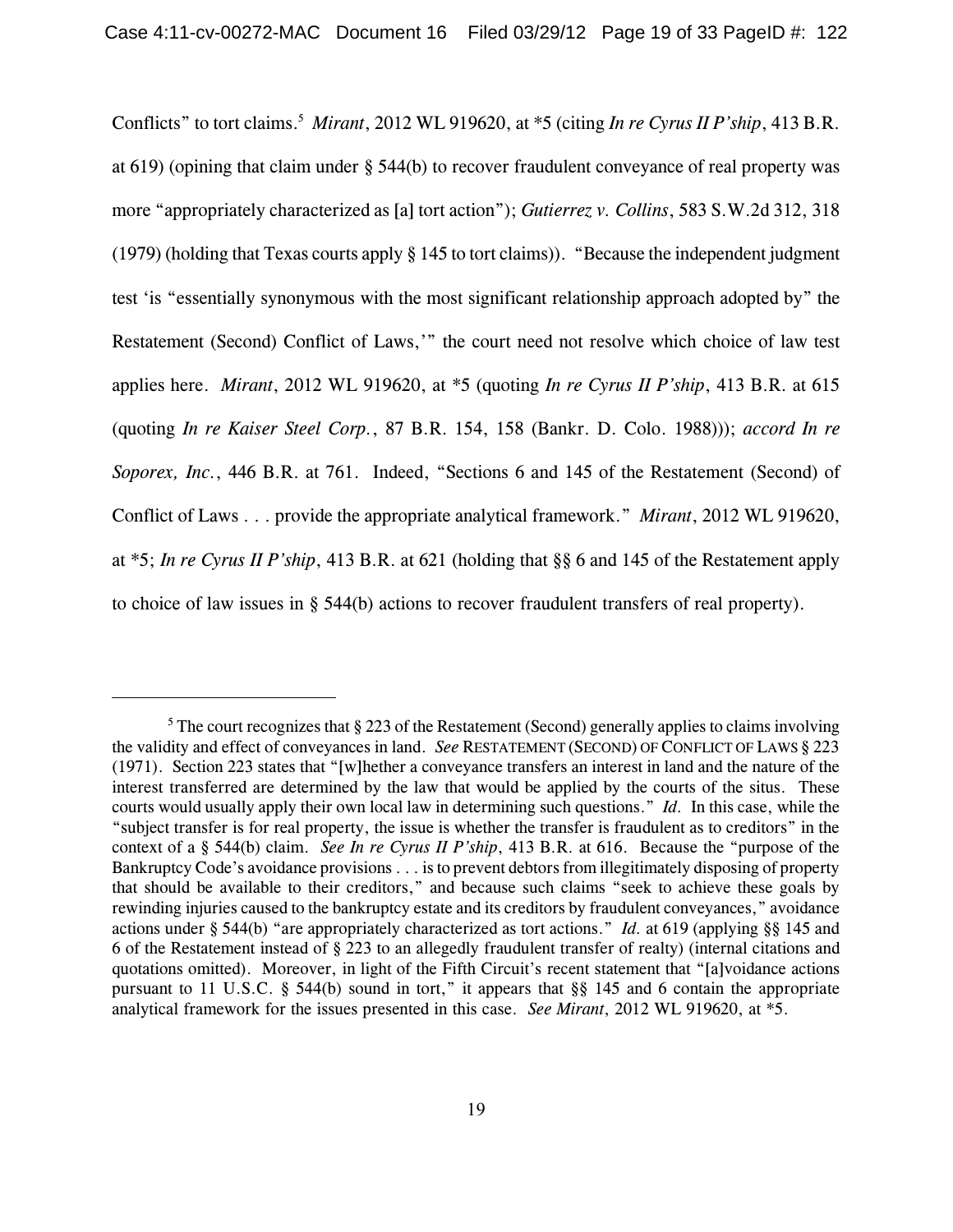Conflicts" to tort claims.[5] *Mirant*, 2012 WL 919620, at *5 (citing *In re Cyrus II P'ship*, 413 B.R. at 619) (opining that claim under § 544(b) to recover fraudulent conveyance of real property was more "appropriately characterized as [a] tort action"); *Gutierrez v. Collins*, 583 S.W.2d 312, 318 (1979) (holding that Texas courts apply § 145 to tort claims)). "Because the independent judgment test 'is "essentially synonymous with the most significant relationship approach adopted by" the Restatement (Second) Conflict of Laws,'" the court need not resolve which choice of law test applies here. *Mirant*, 2012 WL 919620, at *5 (quoting *In re Cyrus II P'ship*, 413 B.R. at 615 (quoting *In re Kaiser Steel Corp.*, 87 B.R. 154, 158 (Bankr. D. Colo. 1988))); *accord In re Soporex, Inc.*, 446 B.R. at 761. Indeed, "Sections 6 and 145 of the Restatement (Second) of Conflict of Laws . . . provide the appropriate analytical framework." *Mirant*, 2012 WL 919620, at *5; *In re Cyrus II P'ship*, 413 B.R. at 621 (holding that §§ 6 and 145 of the Restatement apply to choice of law issues in § 544(b) actions to recover fraudulent transfers of real property).

---

[5] The court recognizes that § 223 of the Restatement (Second) generally applies to claims involving the validity and effect of conveyances in land. *See* RESTATEMENT (SECOND) OF CONFLICT OF LAWS § 223 (1971). Section 223 states that "[w]hether a conveyance transfers an interest in land and the nature of the interest transferred are determined by the law that would be applied by the courts of the situs. These courts would usually apply their own local law in determining such questions." *Id.* In this case, while the "subject transfer is for real property, the issue is whether the transfer is fraudulent as to creditors" in the context of a § 544(b) claim. *See In re Cyrus II P'ship*, 413 B.R. at 616. Because the "purpose of the Bankruptcy Code's avoidance provisions . . . is to prevent debtors from illegitimately disposing of property that should be available to their creditors," and because such claims "seek to achieve these goals by rewinding injuries caused to the bankruptcy estate and its creditors by fraudulent conveyances," avoidance actions under § 544(b) "are appropriately characterized as tort actions." *Id.* at 619 (applying §§ 145 and 6 of the Restatement instead of § 223 to an allegedly fraudulent transfer of realty) (internal citations and quotations omitted). Moreover, in light of the Fifth Circuit's recent statement that "[a]voidance actions pursuant to 11 U.S.C. § 544(b) sound in tort," it appears that §§ 145 and 6 contain the appropriate analytical framework for the issues presented in this case. *See Mirant*, 2012 WL 919620, at *5.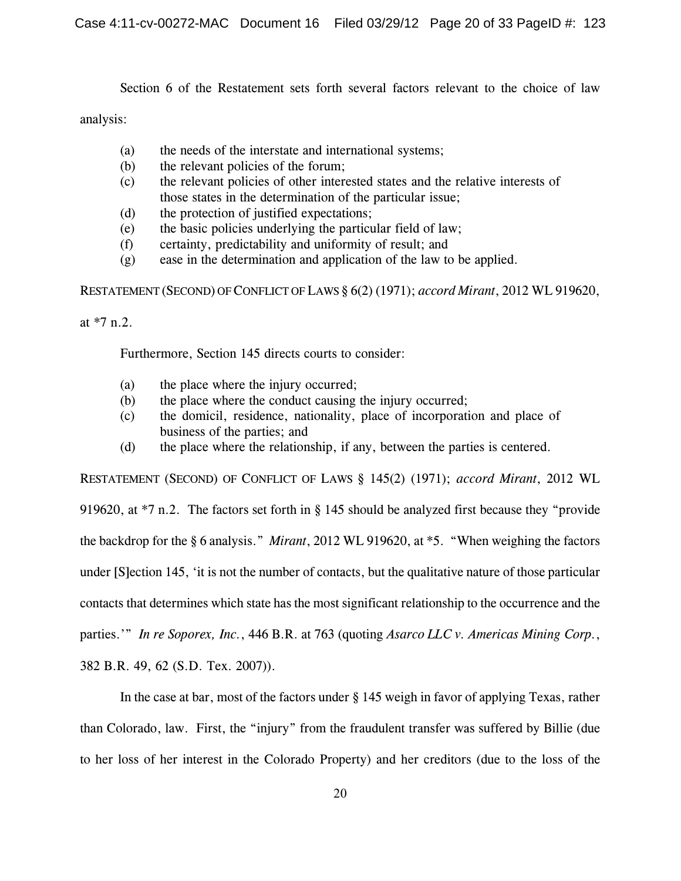Section 6 of the Restatement sets forth several factors relevant to the choice of law analysis:

> (a) the needs of the interstate and international systems;
> (b) the relevant policies of the forum;
> (c) the relevant policies of other interested states and the relative interests of those states in the determination of the particular issue;
> (d) the protection of justified expectations;
> (e) the basic policies underlying the particular field of law;
> (f) certainty, predictability and uniformity of result; and
> (g) ease in the determination and application of the law to be applied.

RESTATEMENT (SECOND) OF CONFLICT OF LAWS § 6(2) (1971); *accord Mirant*, 2012 WL 919620, at *7 n.2.

Furthermore, Section 145 directs courts to consider:

> (a) the place where the injury occurred;
> (b) the place where the conduct causing the injury occurred;
> (c) the domicil, residence, nationality, place of incorporation and place of business of the parties; and
> (d) the place where the relationship, if any, between the parties is centered.

RESTATEMENT (SECOND) OF CONFLICT OF LAWS § 145(2) (1971); *accord Mirant*, 2012 WL 919620, at *7 n.2. The factors set forth in § 145 should be analyzed first because they "provide the backdrop for the § 6 analysis." *Mirant*, 2012 WL 919620, at *5. "When weighing the factors under [S]ection 145, 'it is not the number of contacts, but the qualitative nature of those particular contacts that determines which state has the most significant relationship to the occurrence and the parties.'" *In re Soporex, Inc.*, 446 B.R. at 763 (quoting *Asarco LLC v. Americas Mining Corp.*, 382 B.R. 49, 62 (S.D. Tex. 2007)).

In the case at bar, most of the factors under § 145 weigh in favor of applying Texas, rather than Colorado, law. First, the "injury" from the fraudulent transfer was suffered by Billie (due to her loss of her interest in the Colorado Property) and her creditors (due to the loss of the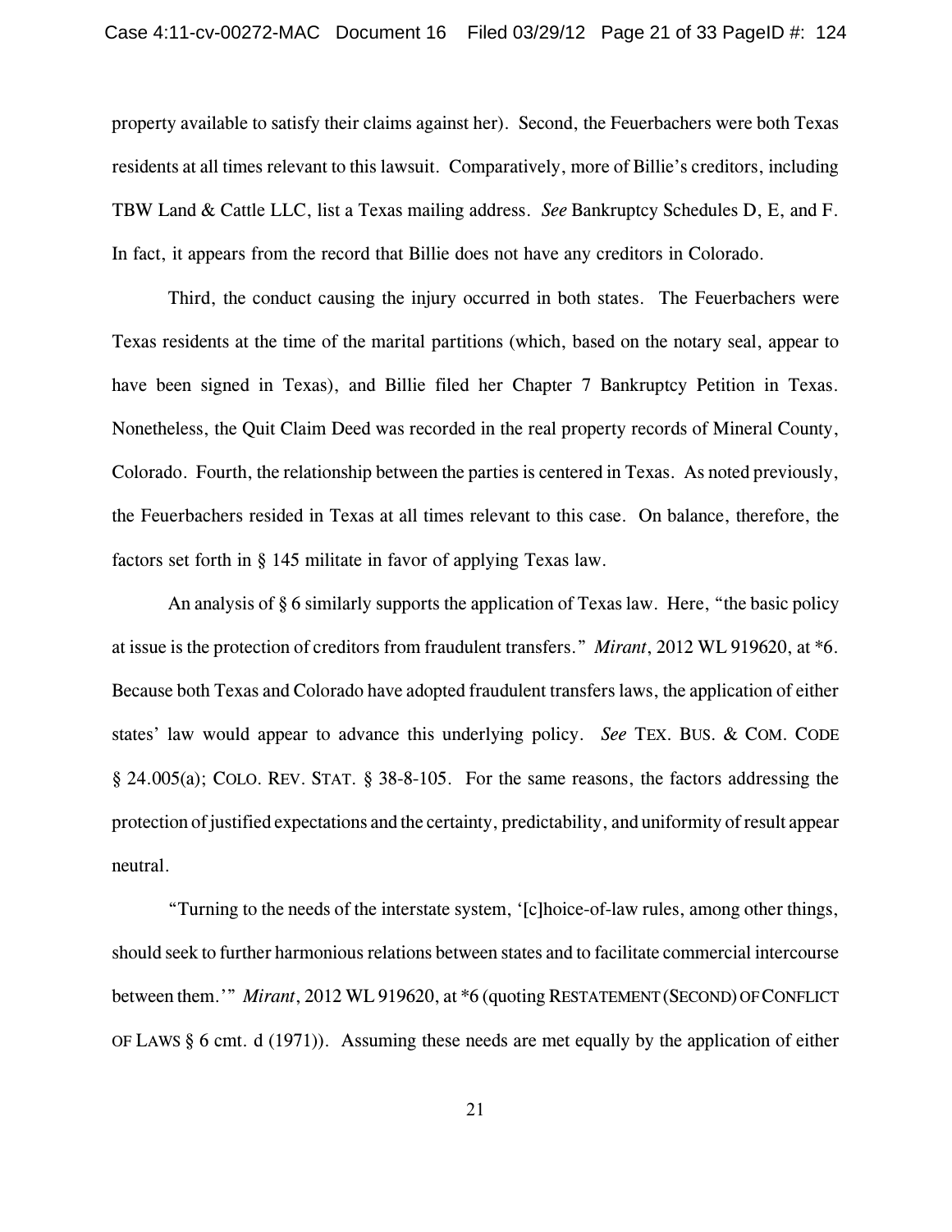property available to satisfy their claims against her). Second, the Feuerbachers were both Texas residents at all times relevant to this lawsuit. Comparatively, more of Billie's creditors, including TBW Land & Cattle LLC, list a Texas mailing address. *See* Bankruptcy Schedules D, E, and F. In fact, it appears from the record that Billie does not have any creditors in Colorado.

Third, the conduct causing the injury occurred in both states. The Feuerbachers were Texas residents at the time of the marital partitions (which, based on the notary seal, appear to have been signed in Texas), and Billie filed her Chapter 7 Bankruptcy Petition in Texas. Nonetheless, the Quit Claim Deed was recorded in the real property records of Mineral County, Colorado. Fourth, the relationship between the parties is centered in Texas. As noted previously, the Feuerbachers resided in Texas at all times relevant to this case. On balance, therefore, the factors set forth in § 145 militate in favor of applying Texas law.

An analysis of § 6 similarly supports the application of Texas law. Here, "the basic policy at issue is the protection of creditors from fraudulent transfers." *Mirant*, 2012 WL 919620, at *6. Because both Texas and Colorado have adopted fraudulent transfers laws, the application of either states' law would appear to advance this underlying policy. *See* TEX. BUS. & COM. CODE § 24.005(a); COLO. REV. STAT. § 38-8-105. For the same reasons, the factors addressing the protection of justified expectations and the certainty, predictability, and uniformity of result appear neutral.

"Turning to the needs of the interstate system, '[c]hoice-of-law rules, among other things, should seek to further harmonious relations between states and to facilitate commercial intercourse between them.'" *Mirant*, 2012 WL 919620, at *6 (quoting RESTATEMENT (SECOND) OF CONFLICT OF LAWS § 6 cmt. d (1971)). Assuming these needs are met equally by the application of either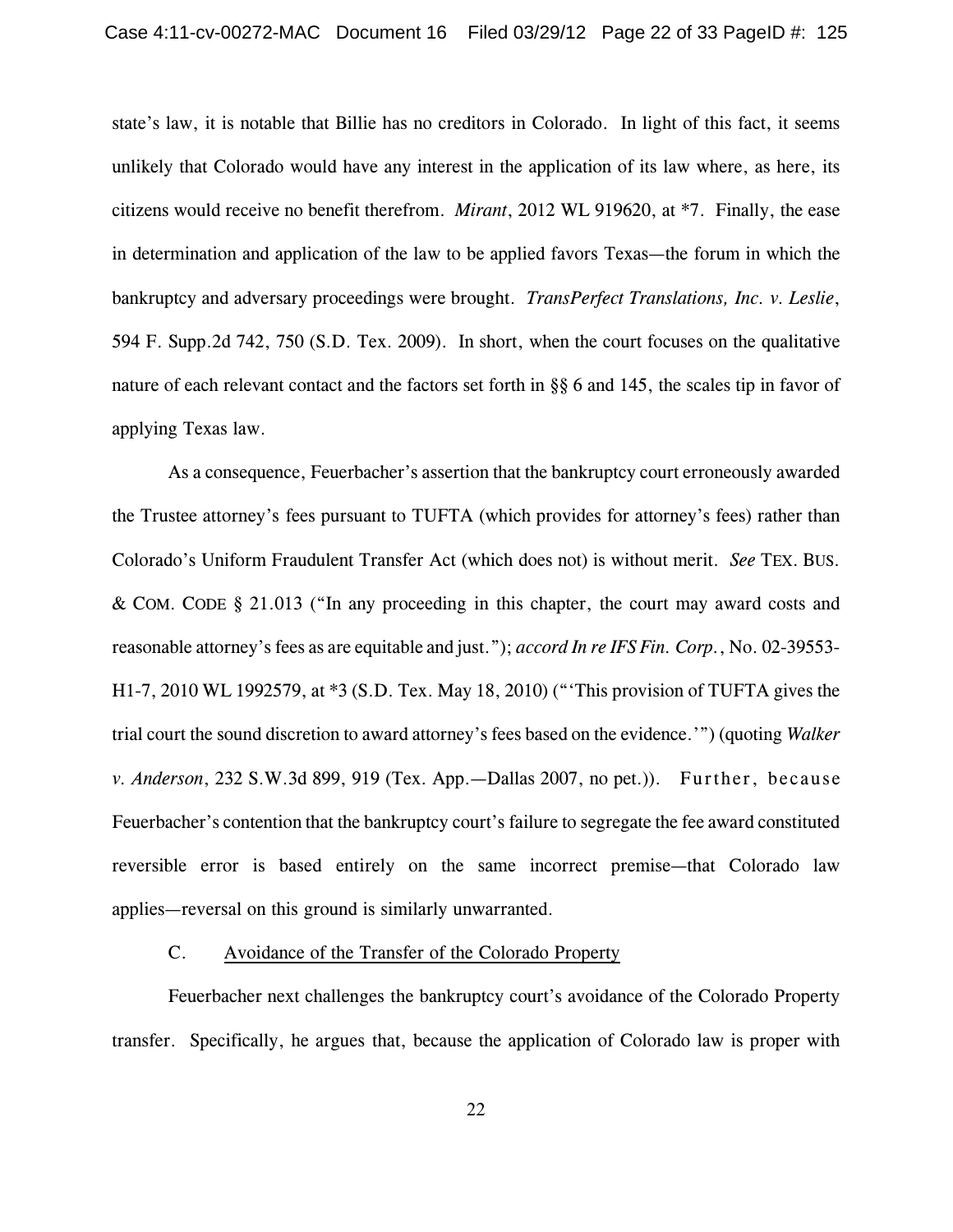state's law, it is notable that Billie has no creditors in Colorado. In light of this fact, it seems unlikely that Colorado would have any interest in the application of its law where, as here, its citizens would receive no benefit therefrom. *Mirant*, 2012 WL 919620, at *7. Finally, the ease in determination and application of the law to be applied favors Texas—the forum in which the bankruptcy and adversary proceedings were brought. *TransPerfect Translations, Inc. v. Leslie*, 594 F. Supp.2d 742, 750 (S.D. Tex. 2009). In short, when the court focuses on the qualitative nature of each relevant contact and the factors set forth in §§ 6 and 145, the scales tip in favor of applying Texas law.

As a consequence, Feuerbacher's assertion that the bankruptcy court erroneously awarded the Trustee attorney's fees pursuant to TUFTA (which provides for attorney's fees) rather than Colorado's Uniform Fraudulent Transfer Act (which does not) is without merit. *See* TEX. BUS. & COM. CODE § 21.013 ("In any proceeding in this chapter, the court may award costs and reasonable attorney's fees as are equitable and just."); *accord In re IFS Fin. Corp.*, No. 02-39553-H1-7, 2010 WL 1992579, at *3 (S.D. Tex. May 18, 2010) ("'This provision of TUFTA gives the trial court the sound discretion to award attorney's fees based on the evidence.'") (quoting *Walker v. Anderson*, 232 S.W.3d 899, 919 (Tex. App.—Dallas 2007, no pet.)). Further, because Feuerbacher's contention that the bankruptcy court's failure to segregate the fee award constituted reversible error is based entirely on the same incorrect premise—that Colorado law applies—reversal on this ground is similarly unwarranted.

C. Avoidance of the Transfer of the Colorado Property

Feuerbacher next challenges the bankruptcy court's avoidance of the Colorado Property transfer. Specifically, he argues that, because the application of Colorado law is proper with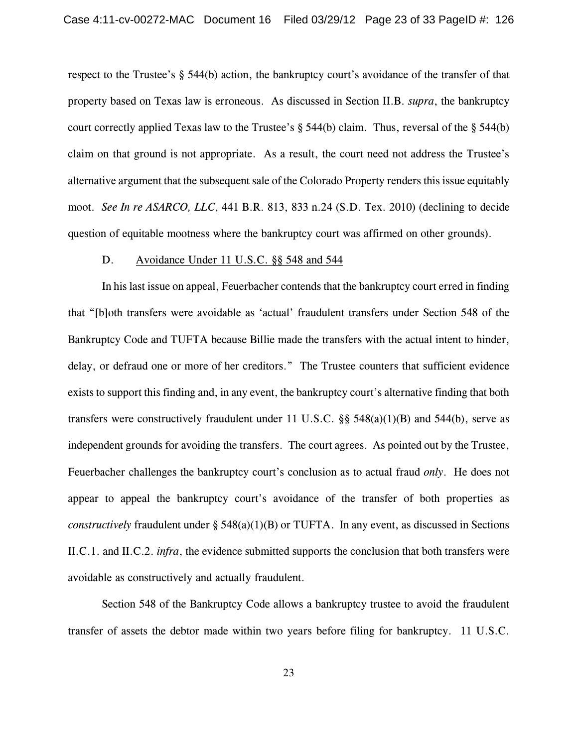respect to the Trustee's § 544(b) action, the bankruptcy court's avoidance of the transfer of that property based on Texas law is erroneous. As discussed in Section II.B. *supra*, the bankruptcy court correctly applied Texas law to the Trustee's § 544(b) claim. Thus, reversal of the § 544(b) claim on that ground is not appropriate. As a result, the court need not address the Trustee's alternative argument that the subsequent sale of the Colorado Property renders this issue equitably moot. *See In re ASARCO, LLC*, 441 B.R. 813, 833 n.24 (S.D. Tex. 2010) (declining to decide question of equitable mootness where the bankruptcy court was affirmed on other grounds).

### D. Avoidance Under 11 U.S.C. §§ 548 and 544

In his last issue on appeal, Feuerbacher contends that the bankruptcy court erred in finding that "[b]oth transfers were avoidable as 'actual' fraudulent transfers under Section 548 of the Bankruptcy Code and TUFTA because Billie made the transfers with the actual intent to hinder, delay, or defraud one or more of her creditors." The Trustee counters that sufficient evidence exists to support this finding and, in any event, the bankruptcy court's alternative finding that both transfers were constructively fraudulent under 11 U.S.C. §§ 548(a)(1)(B) and 544(b), serve as independent grounds for avoiding the transfers. The court agrees. As pointed out by the Trustee, Feuerbacher challenges the bankruptcy court's conclusion as to actual fraud *only*. He does not appear to appeal the bankruptcy court's avoidance of the transfer of both properties as *constructively* fraudulent under § 548(a)(1)(B) or TUFTA. In any event, as discussed in Sections II.C.1. and II.C.2. *infra*, the evidence submitted supports the conclusion that both transfers were avoidable as constructively and actually fraudulent.

Section 548 of the Bankruptcy Code allows a bankruptcy trustee to avoid the fraudulent transfer of assets the debtor made within two years before filing for bankruptcy. 11 U.S.C.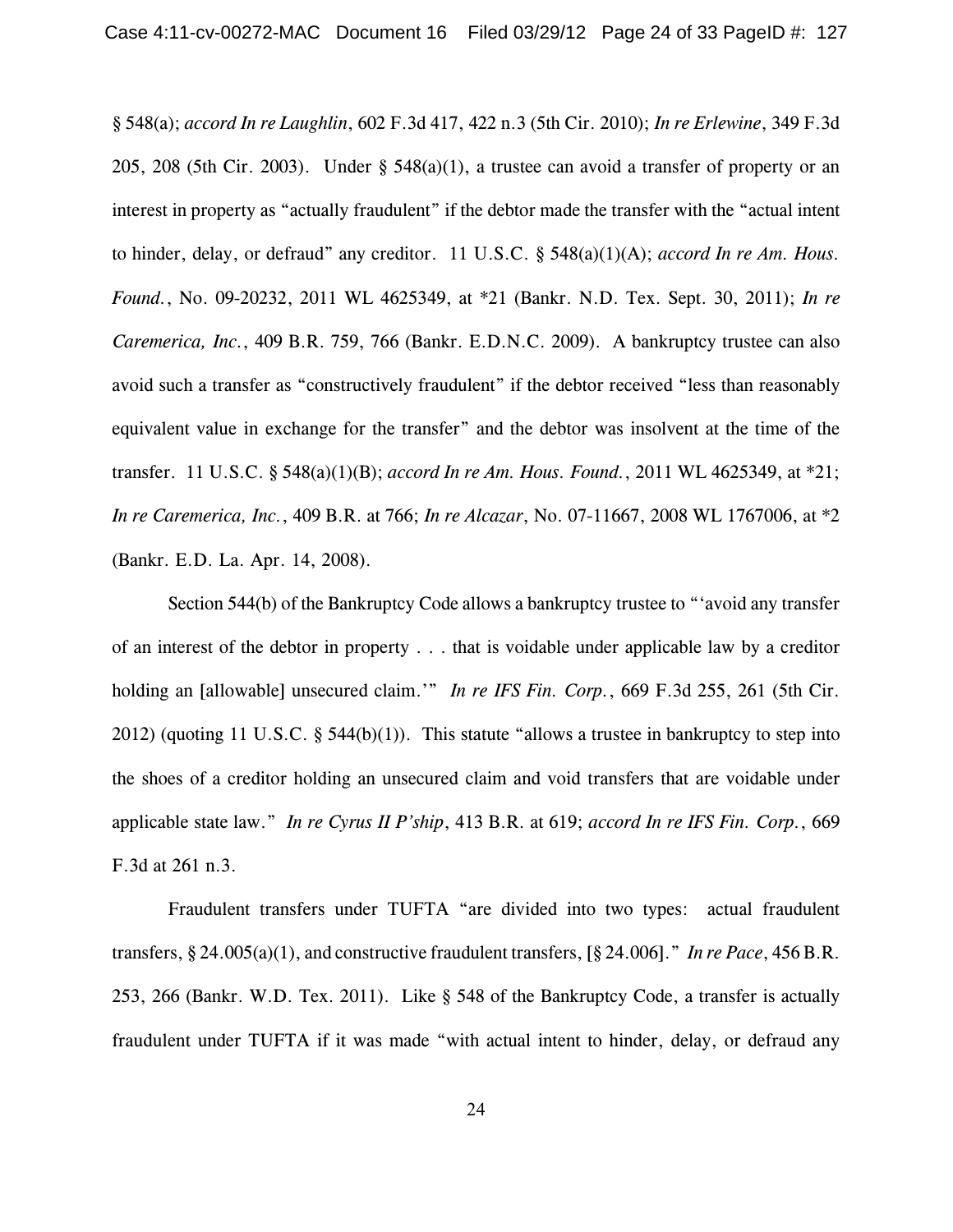§ 548(a); *accord In re Laughlin*, 602 F.3d 417, 422 n.3 (5th Cir. 2010); *In re Erlewine*, 349 F.3d 205, 208 (5th Cir. 2003). Under § 548(a)(1), a trustee can avoid a transfer of property or an interest in property as "actually fraudulent" if the debtor made the transfer with the "actual intent to hinder, delay, or defraud" any creditor. 11 U.S.C. § 548(a)(1)(A); *accord In re Am. Hous. Found.*, No. 09-20232, 2011 WL 4625349, at *21 (Bankr. N.D. Tex. Sept. 30, 2011); *In re Caremerica, Inc.*, 409 B.R. 759, 766 (Bankr. E.D.N.C. 2009). A bankruptcy trustee can also avoid such a transfer as "constructively fraudulent" if the debtor received "less than reasonably equivalent value in exchange for the transfer" and the debtor was insolvent at the time of the transfer. 11 U.S.C. § 548(a)(1)(B); *accord In re Am. Hous. Found.*, 2011 WL 4625349, at *21; *In re Caremerica, Inc.*, 409 B.R. at 766; *In re Alcazar*, No. 07-11667, 2008 WL 1767006, at *2 (Bankr. E.D. La. Apr. 14, 2008).

Section 544(b) of the Bankruptcy Code allows a bankruptcy trustee to "'avoid any transfer of an interest of the debtor in property . . . that is voidable under applicable law by a creditor holding an [allowable] unsecured claim.'" *In re IFS Fin. Corp.*, 669 F.3d 255, 261 (5th Cir. 2012) (quoting 11 U.S.C. § 544(b)(1)). This statute "allows a trustee in bankruptcy to step into the shoes of a creditor holding an unsecured claim and void transfers that are voidable under applicable state law." *In re Cyrus II P'ship*, 413 B.R. at 619; *accord In re IFS Fin. Corp.*, 669 F.3d at 261 n.3.

Fraudulent transfers under TUFTA "are divided into two types: actual fraudulent transfers, § 24.005(a)(1), and constructive fraudulent transfers, [§ 24.006]." *In re Pace*, 456 B.R. 253, 266 (Bankr. W.D. Tex. 2011). Like § 548 of the Bankruptcy Code, a transfer is actually fraudulent under TUFTA if it was made "with actual intent to hinder, delay, or defraud any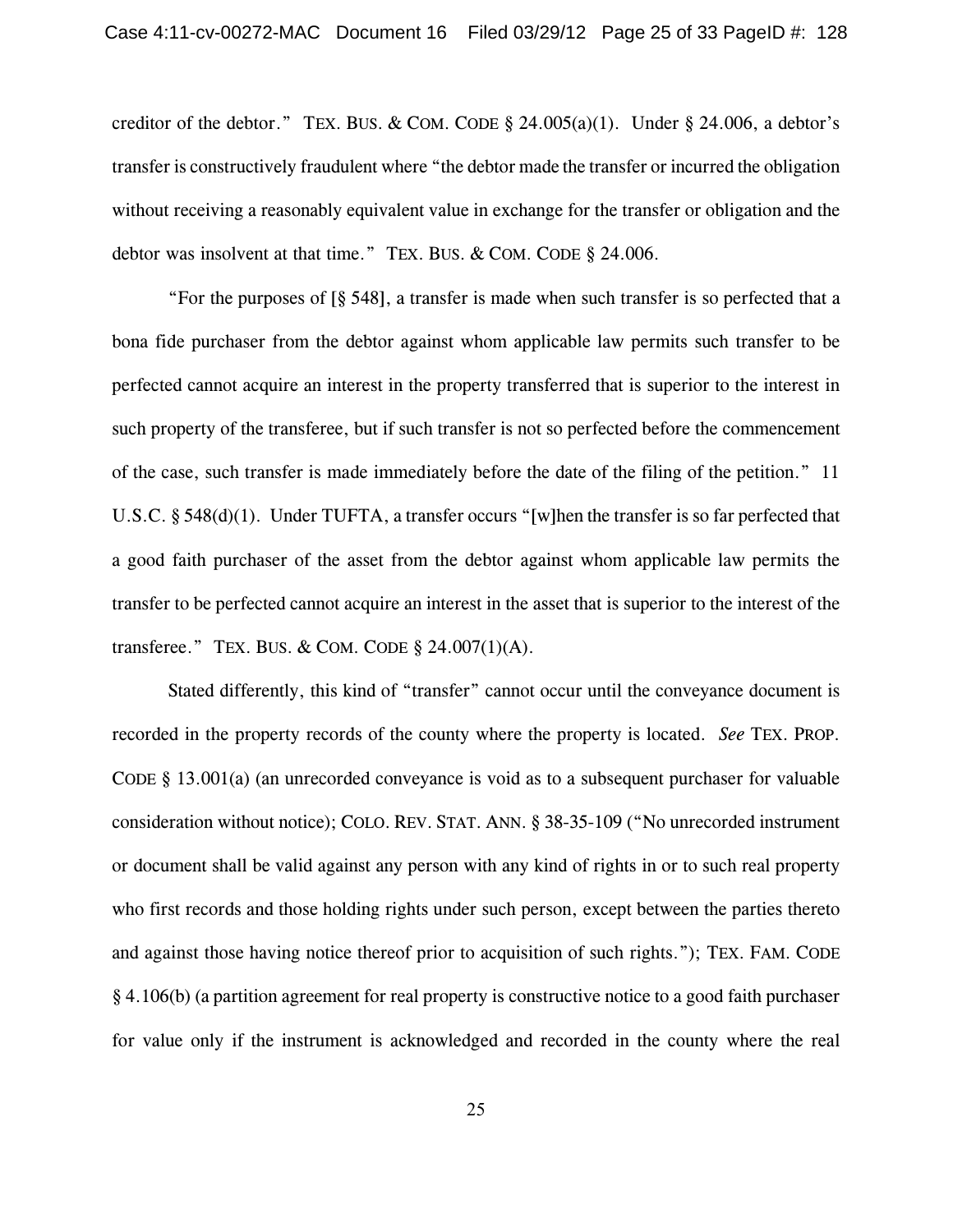creditor of the debtor." TEX. BUS. & COM. CODE § 24.005(a)(1). Under § 24.006, a debtor's transfer is constructively fraudulent where "the debtor made the transfer or incurred the obligation without receiving a reasonably equivalent value in exchange for the transfer or obligation and the debtor was insolvent at that time." TEX. BUS. & COM. CODE § 24.006.

"For the purposes of [§ 548], a transfer is made when such transfer is so perfected that a bona fide purchaser from the debtor against whom applicable law permits such transfer to be perfected cannot acquire an interest in the property transferred that is superior to the interest in such property of the transferee, but if such transfer is not so perfected before the commencement of the case, such transfer is made immediately before the date of the filing of the petition." 11 U.S.C. § 548(d)(1). Under TUFTA, a transfer occurs "[w]hen the transfer is so far perfected that a good faith purchaser of the asset from the debtor against whom applicable law permits the transfer to be perfected cannot acquire an interest in the asset that is superior to the interest of the transferee." TEX. BUS. & COM. CODE § 24.007(1)(A).

Stated differently, this kind of "transfer" cannot occur until the conveyance document is recorded in the property records of the county where the property is located. *See* TEX. PROP. CODE § 13.001(a) (an unrecorded conveyance is void as to a subsequent purchaser for valuable consideration without notice); COLO. REV. STAT. ANN. § 38-35-109 ("No unrecorded instrument or document shall be valid against any person with any kind of rights in or to such real property who first records and those holding rights under such person, except between the parties thereto and against those having notice thereof prior to acquisition of such rights."); TEX. FAM. CODE § 4.106(b) (a partition agreement for real property is constructive notice to a good faith purchaser for value only if the instrument is acknowledged and recorded in the county where the real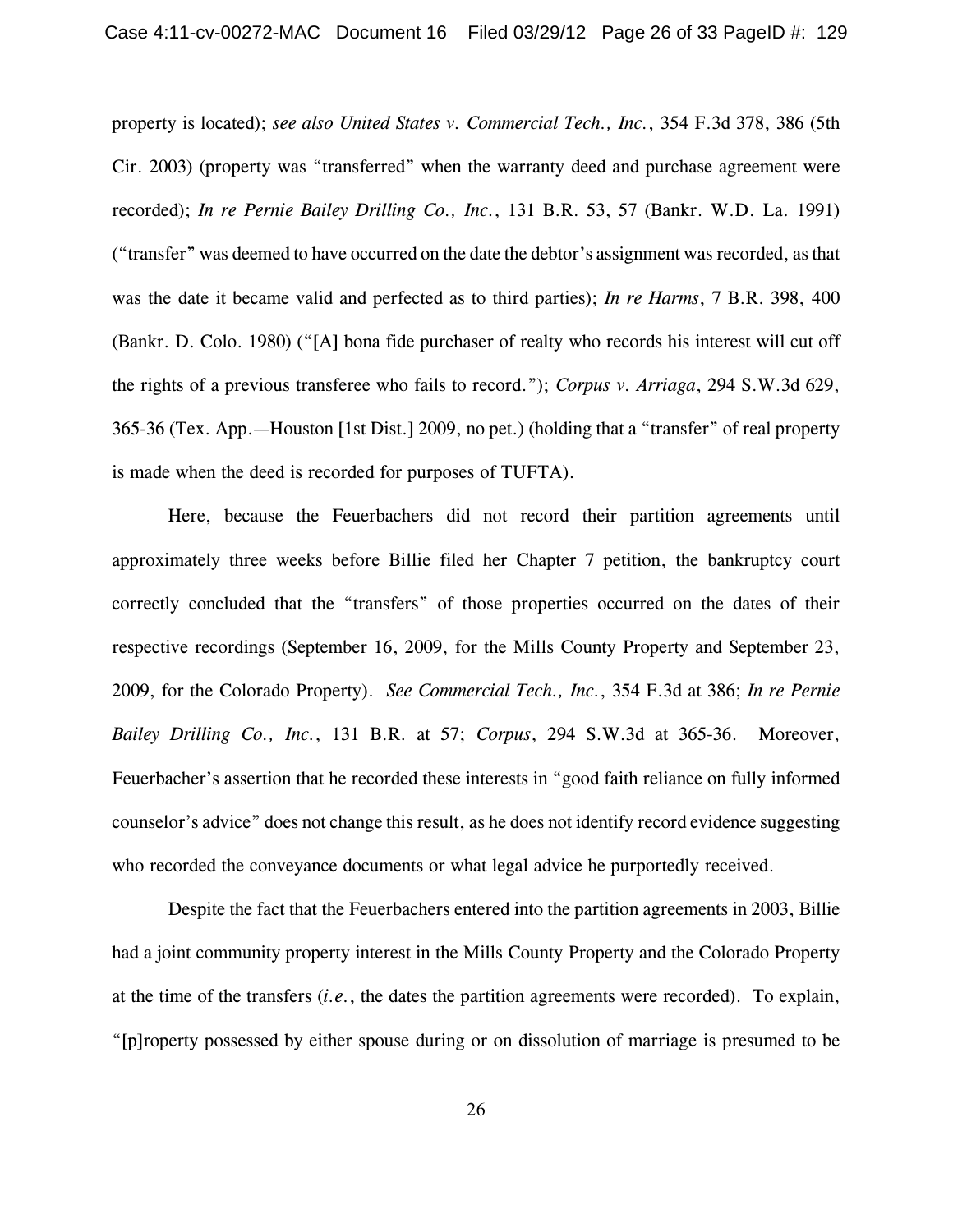property is located); *see also United States v. Commercial Tech., Inc.*, 354 F.3d 378, 386 (5th Cir. 2003) (property was "transferred" when the warranty deed and purchase agreement were recorded); *In re Pernie Bailey Drilling Co., Inc.*, 131 B.R. 53, 57 (Bankr. W.D. La. 1991) ("transfer" was deemed to have occurred on the date the debtor's assignment was recorded, as that was the date it became valid and perfected as to third parties); *In re Harms*, 7 B.R. 398, 400 (Bankr. D. Colo. 1980) ("[A] bona fide purchaser of realty who records his interest will cut off the rights of a previous transferee who fails to record."); *Corpus v. Arriaga*, 294 S.W.3d 629, 365-36 (Tex. App.—Houston [1st Dist.] 2009, no pet.) (holding that a "transfer" of real property is made when the deed is recorded for purposes of TUFTA).

Here, because the Feuerbachers did not record their partition agreements until approximately three weeks before Billie filed her Chapter 7 petition, the bankruptcy court correctly concluded that the "transfers" of those properties occurred on the dates of their respective recordings (September 16, 2009, for the Mills County Property and September 23, 2009, for the Colorado Property). *See Commercial Tech., Inc.*, 354 F.3d at 386; *In re Pernie Bailey Drilling Co., Inc.*, 131 B.R. at 57; *Corpus*, 294 S.W.3d at 365-36. Moreover, Feuerbacher's assertion that he recorded these interests in "good faith reliance on fully informed counselor's advice" does not change this result, as he does not identify record evidence suggesting who recorded the conveyance documents or what legal advice he purportedly received.

Despite the fact that the Feuerbachers entered into the partition agreements in 2003, Billie had a joint community property interest in the Mills County Property and the Colorado Property at the time of the transfers (*i.e.*, the dates the partition agreements were recorded). To explain, "[p]roperty possessed by either spouse during or on dissolution of marriage is presumed to be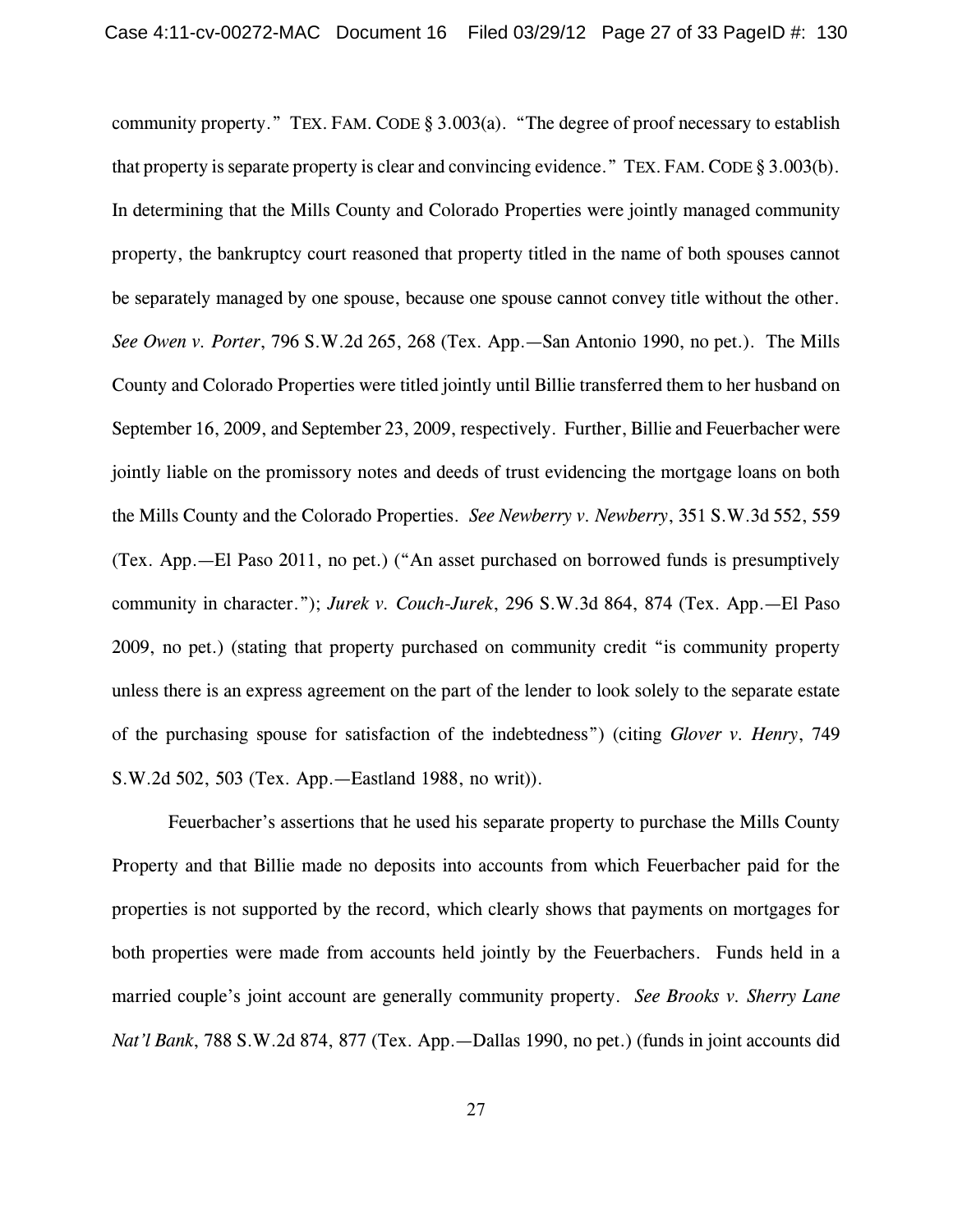community property." TEX. FAM. CODE § 3.003(a). "The degree of proof necessary to establish that property is separate property is clear and convincing evidence." TEX. FAM. CODE § 3.003(b). In determining that the Mills County and Colorado Properties were jointly managed community property, the bankruptcy court reasoned that property titled in the name of both spouses cannot be separately managed by one spouse, because one spouse cannot convey title without the other. *See Owen v. Porter*, 796 S.W.2d 265, 268 (Tex. App.—San Antonio 1990, no pet.). The Mills County and Colorado Properties were titled jointly until Billie transferred them to her husband on September 16, 2009, and September 23, 2009, respectively. Further, Billie and Feuerbacher were jointly liable on the promissory notes and deeds of trust evidencing the mortgage loans on both the Mills County and the Colorado Properties. *See Newberry v. Newberry*, 351 S.W.3d 552, 559 (Tex. App.—El Paso 2011, no pet.) ("An asset purchased on borrowed funds is presumptively community in character."); *Jurek v. Couch-Jurek*, 296 S.W.3d 864, 874 (Tex. App.—El Paso 2009, no pet.) (stating that property purchased on community credit "is community property unless there is an express agreement on the part of the lender to look solely to the separate estate of the purchasing spouse for satisfaction of the indebtedness") (citing *Glover v. Henry*, 749 S.W.2d 502, 503 (Tex. App.—Eastland 1988, no writ)).

Feuerbacher's assertions that he used his separate property to purchase the Mills County Property and that Billie made no deposits into accounts from which Feuerbacher paid for the properties is not supported by the record, which clearly shows that payments on mortgages for both properties were made from accounts held jointly by the Feuerbachers. Funds held in a married couple's joint account are generally community property. *See Brooks v. Sherry Lane Nat'l Bank*, 788 S.W.2d 874, 877 (Tex. App.—Dallas 1990, no pet.) (funds in joint accounts did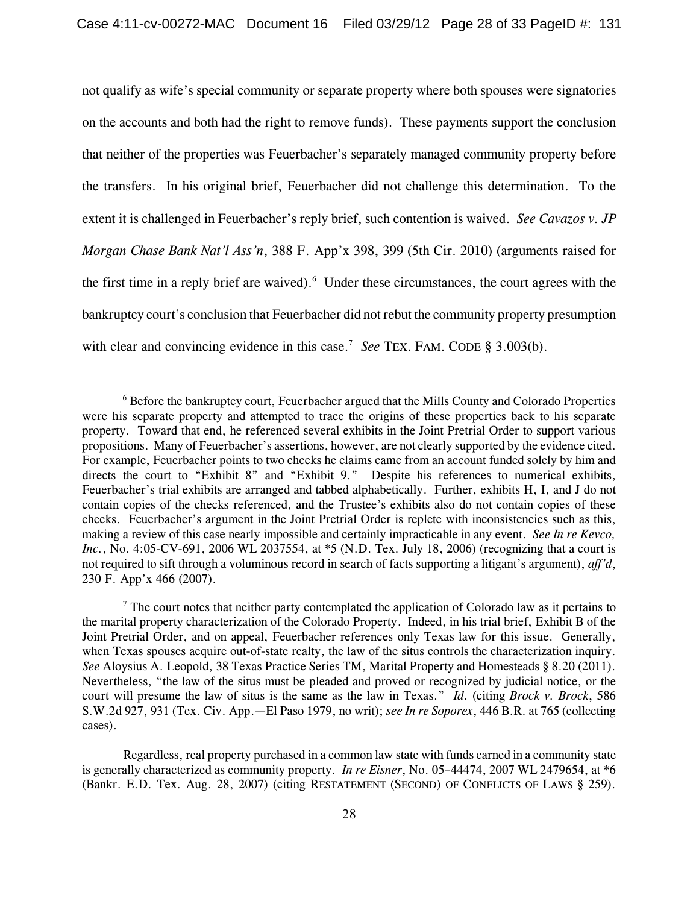not qualify as wife's special community or separate property where both spouses were signatories on the accounts and both had the right to remove funds). These payments support the conclusion that neither of the properties was Feuerbacher's separately managed community property before the transfers. In his original brief, Feuerbacher did not challenge this determination. To the extent it is challenged in Feuerbacher's reply brief, such contention is waived. *See Cavazos v. JP Morgan Chase Bank Nat'l Ass'n*, 388 F. App'x 398, 399 (5th Cir. 2010) (arguments raised for the first time in a reply brief are waived).[6] Under these circumstances, the court agrees with the bankruptcy court's conclusion that Feuerbacher did not rebut the community property presumption with clear and convincing evidence in this case.[7] *See* TEX. FAM. CODE § 3.003(b).

---

[6] Before the bankruptcy court, Feuerbacher argued that the Mills County and Colorado Properties were his separate property and attempted to trace the origins of these properties back to his separate property. Toward that end, he referenced several exhibits in the Joint Pretrial Order to support various propositions. Many of Feuerbacher's assertions, however, are not clearly supported by the evidence cited. For example, Feuerbacher points to two checks he claims came from an account funded solely by him and directs the court to "Exhibit 8" and "Exhibit 9." Despite his references to numerical exhibits, Feuerbacher's trial exhibits are arranged and tabbed alphabetically. Further, exhibits H, I, and J do not contain copies of the checks referenced, and the Trustee's exhibits also do not contain copies of these checks. Feuerbacher's argument in the Joint Pretrial Order is replete with inconsistencies such as this, making a review of this case nearly impossible and certainly impracticable in any event. *See In re Kevco, Inc.*, No. 4:05-CV-691, 2006 WL 2037554, at *5 (N.D. Tex. July 18, 2006) (recognizing that a court is not required to sift through a voluminous record in search of facts supporting a litigant's argument), *aff'd*, 230 F. App'x 466 (2007).

[7] The court notes that neither party contemplated the application of Colorado law as it pertains to the marital property characterization of the Colorado Property. Indeed, in his trial brief, Exhibit B of the Joint Pretrial Order, and on appeal, Feuerbacher references only Texas law for this issue. Generally, when Texas spouses acquire out-of-state realty, the law of the situs controls the characterization inquiry. *See* Aloysius A. Leopold, 38 Texas Practice Series TM, Marital Property and Homesteads § 8.20 (2011). Nevertheless, "the law of the situs must be pleaded and proved or recognized by judicial notice, or the court will presume the law of situs is the same as the law in Texas." *Id.* (citing *Brock v. Brock*, 586 S.W.2d 927, 931 (Tex. Civ. App.—El Paso 1979, no writ); *see In re Soporex*, 446 B.R. at 765 (collecting cases).

Regardless, real property purchased in a common law state with funds earned in a community state is generally characterized as community property. *In re Eisner*, No. 05–44474, 2007 WL 2479654, at *6 (Bankr. E.D. Tex. Aug. 28, 2007) (citing RESTATEMENT (SECOND) OF CONFLICTS OF LAWS § 259).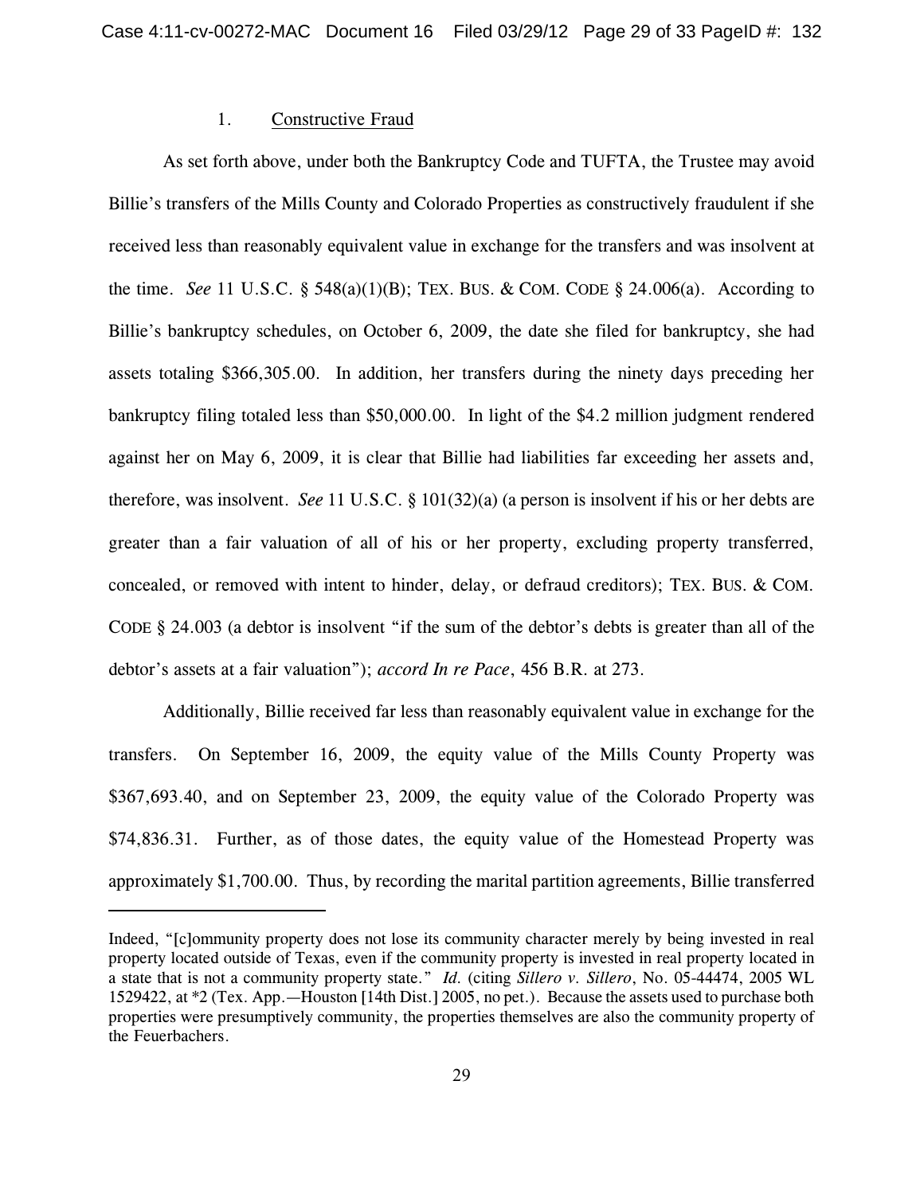### 1. Constructive Fraud

As set forth above, under both the Bankruptcy Code and TUFTA, the Trustee may avoid Billie's transfers of the Mills County and Colorado Properties as constructively fraudulent if she received less than reasonably equivalent value in exchange for the transfers and was insolvent at the time. *See* 11 U.S.C. § 548(a)(1)(B); TEX. BUS. & COM. CODE § 24.006(a). According to Billie's bankruptcy schedules, on October 6, 2009, the date she filed for bankruptcy, she had assets totaling $366,305.00. In addition, her transfers during the ninety days preceding her bankruptcy filing totaled less than $50,000.00. In light of the $4.2 million judgment rendered against her on May 6, 2009, it is clear that Billie had liabilities far exceeding her assets and, therefore, was insolvent. *See* 11 U.S.C. § 101(32)(a) (a person is insolvent if his or her debts are greater than a fair valuation of all of his or her property, excluding property transferred, concealed, or removed with intent to hinder, delay, or defraud creditors); TEX. BUS. & COM. CODE § 24.003 (a debtor is insolvent "if the sum of the debtor's debts is greater than all of the debtor's assets at a fair valuation"); *accord In re Pace*, 456 B.R. at 273.

Additionally, Billie received far less than reasonably equivalent value in exchange for the transfers. On September 16, 2009, the equity value of the Mills County Property was $367,693.40, and on September 23, 2009, the equity value of the Colorado Property was $74,836.31. Further, as of those dates, the equity value of the Homestead Property was approximately $1,700.00. Thus, by recording the marital partition agreements, Billie transferred

---

Indeed, "[c]ommunity property does not lose its community character merely by being invested in real property located outside of Texas, even if the community property is invested in real property located in a state that is not a community property state." *Id.* (citing *Sillero v. Sillero*, No. 05-44474, 2005 WL 1529422, at *2 (Tex. App.—Houston [14th Dist.] 2005, no pet.). Because the assets used to purchase both properties were presumptively community, the properties themselves are also the community property of the Feuerbachers.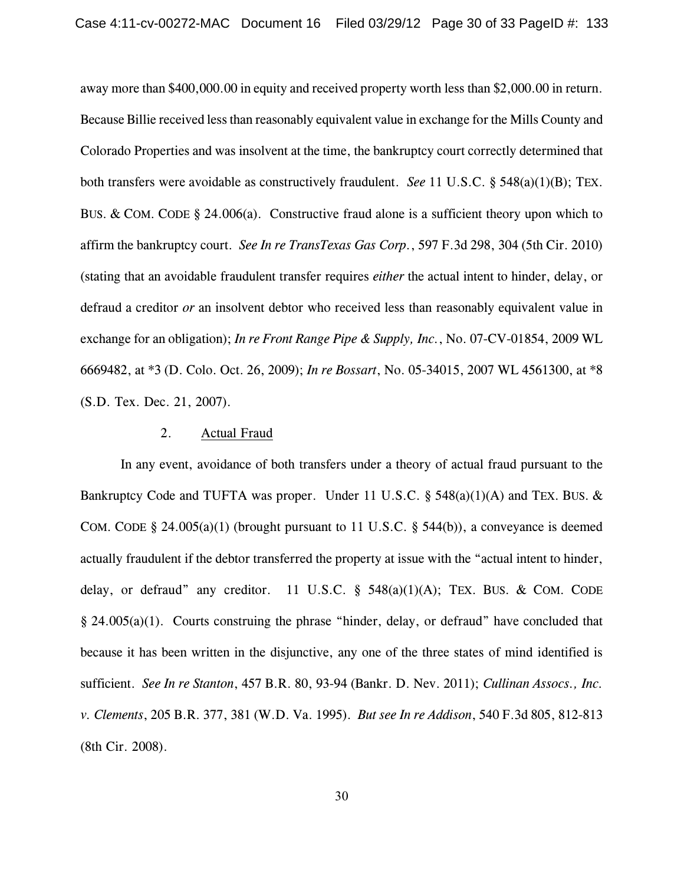away more than $400,000.00 in equity and received property worth less than $2,000.00 in return. Because Billie received less than reasonably equivalent value in exchange for the Mills County and Colorado Properties and was insolvent at the time, the bankruptcy court correctly determined that both transfers were avoidable as constructively fraudulent. *See* 11 U.S.C. § 548(a)(1)(B); TEX. BUS. & COM. CODE § 24.006(a). Constructive fraud alone is a sufficient theory upon which to affirm the bankruptcy court. *See In re TransTexas Gas Corp.*, 597 F.3d 298, 304 (5th Cir. 2010) (stating that an avoidable fraudulent transfer requires *either* the actual intent to hinder, delay, or defraud a creditor *or* an insolvent debtor who received less than reasonably equivalent value in exchange for an obligation); *In re Front Range Pipe & Supply, Inc.*, No. 07-CV-01854, 2009 WL 6669482, at *3 (D. Colo. Oct. 26, 2009); *In re Bossart*, No. 05-34015, 2007 WL 4561300, at *8 (S.D. Tex. Dec. 21, 2007).

2. Actual Fraud

In any event, avoidance of both transfers under a theory of actual fraud pursuant to the Bankruptcy Code and TUFTA was proper. Under 11 U.S.C. § 548(a)(1)(A) and TEX. BUS. & COM. CODE § 24.005(a)(1) (brought pursuant to 11 U.S.C. § 544(b)), a conveyance is deemed actually fraudulent if the debtor transferred the property at issue with the "actual intent to hinder, delay, or defraud" any creditor. 11 U.S.C. § 548(a)(1)(A); TEX. BUS. & COM. CODE § 24.005(a)(1). Courts construing the phrase "hinder, delay, or defraud" have concluded that because it has been written in the disjunctive, any one of the three states of mind identified is sufficient. *See In re Stanton*, 457 B.R. 80, 93-94 (Bankr. D. Nev. 2011); *Cullinan Assocs., Inc. v. Clements*, 205 B.R. 377, 381 (W.D. Va. 1995). *But see In re Addison*, 540 F.3d 805, 812-813 (8th Cir. 2008).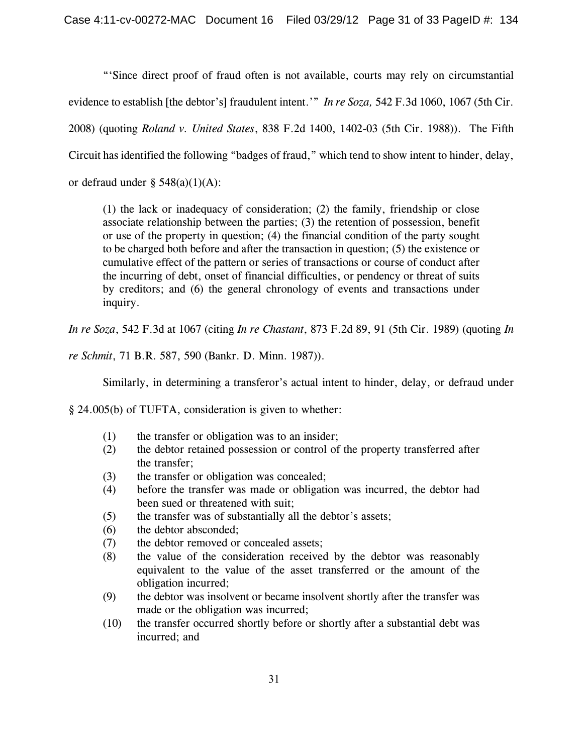"'Since direct proof of fraud often is not available, courts may rely on circumstantial evidence to establish [the debtor's] fraudulent intent.'" *In re Soza,* 542 F.3d 1060, 1067 (5th Cir. 2008) (quoting *Roland v. United States*, 838 F.2d 1400, 1402-03 (5th Cir. 1988)). The Fifth Circuit has identified the following "badges of fraud," which tend to show intent to hinder, delay, or defraud under § 548(a)(1)(A):

> (1) the lack or inadequacy of consideration; (2) the family, friendship or close associate relationship between the parties; (3) the retention of possession, benefit or use of the property in question; (4) the financial condition of the party sought to be charged both before and after the transaction in question; (5) the existence or cumulative effect of the pattern or series of transactions or course of conduct after the incurring of debt, onset of financial difficulties, or pendency or threat of suits by creditors; and (6) the general chronology of events and transactions under inquiry.

*In re Soza*, 542 F.3d at 1067 (citing *In re Chastant*, 873 F.2d 89, 91 (5th Cir. 1989) (quoting *In re Schmit*, 71 B.R. 587, 590 (Bankr. D. Minn. 1987)).

Similarly, in determining a transferor's actual intent to hinder, delay, or defraud under § 24.005(b) of TUFTA, consideration is given to whether:

> (1) the transfer or obligation was to an insider;
> (2) the debtor retained possession or control of the property transferred after the transfer;
> (3) the transfer or obligation was concealed;
> (4) before the transfer was made or obligation was incurred, the debtor had been sued or threatened with suit;
> (5) the transfer was of substantially all the debtor's assets;
> (6) the debtor absconded;
> (7) the debtor removed or concealed assets;
> (8) the value of the consideration received by the debtor was reasonably equivalent to the value of the asset transferred or the amount of the obligation incurred;
> (9) the debtor was insolvent or became insolvent shortly after the transfer was made or the obligation was incurred;
> (10) the transfer occurred shortly before or shortly after a substantial debt was incurred; and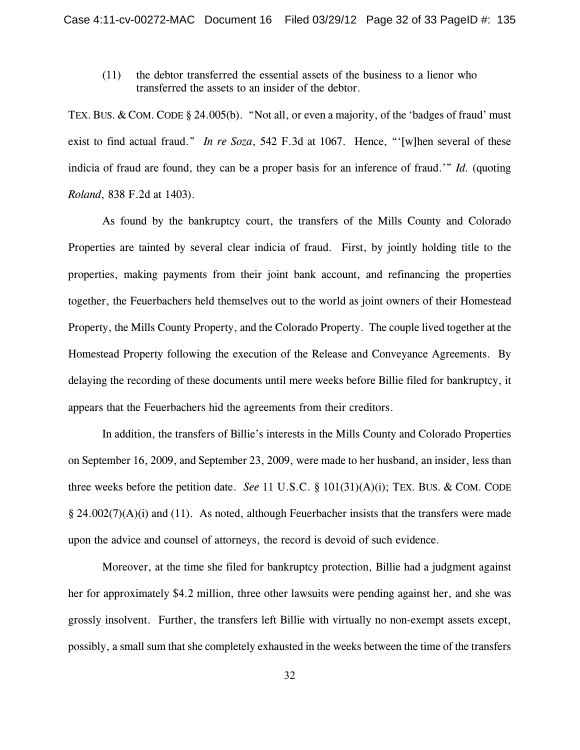(11) the debtor transferred the essential assets of the business to a lienor who transferred the assets to an insider of the debtor.

TEX. BUS. & COM. CODE § 24.005(b). "Not all, or even a majority, of the 'badges of fraud' must exist to find actual fraud." *In re Soza*, 542 F.3d at 1067. Hence, "'[w]hen several of these indicia of fraud are found, they can be a proper basis for an inference of fraud.'" *Id.* (quoting *Roland*, 838 F.2d at 1403).

As found by the bankruptcy court, the transfers of the Mills County and Colorado Properties are tainted by several clear indicia of fraud. First, by jointly holding title to the properties, making payments from their joint bank account, and refinancing the properties together, the Feuerbachers held themselves out to the world as joint owners of their Homestead Property, the Mills County Property, and the Colorado Property. The couple lived together at the Homestead Property following the execution of the Release and Conveyance Agreements. By delaying the recording of these documents until mere weeks before Billie filed for bankruptcy, it appears that the Feuerbachers hid the agreements from their creditors.

In addition, the transfers of Billie's interests in the Mills County and Colorado Properties on September 16, 2009, and September 23, 2009, were made to her husband, an insider, less than three weeks before the petition date. *See* 11 U.S.C. § 101(31)(A)(i); TEX. BUS. & COM. CODE § 24.002(7)(A)(i) and (11). As noted, although Feuerbacher insists that the transfers were made upon the advice and counsel of attorneys, the record is devoid of such evidence.

Moreover, at the time she filed for bankruptcy protection, Billie had a judgment against her for approximately \$4.2 million, three other lawsuits were pending against her, and she was grossly insolvent. Further, the transfers left Billie with virtually no non-exempt assets except, possibly, a small sum that she completely exhausted in the weeks between the time of the transfers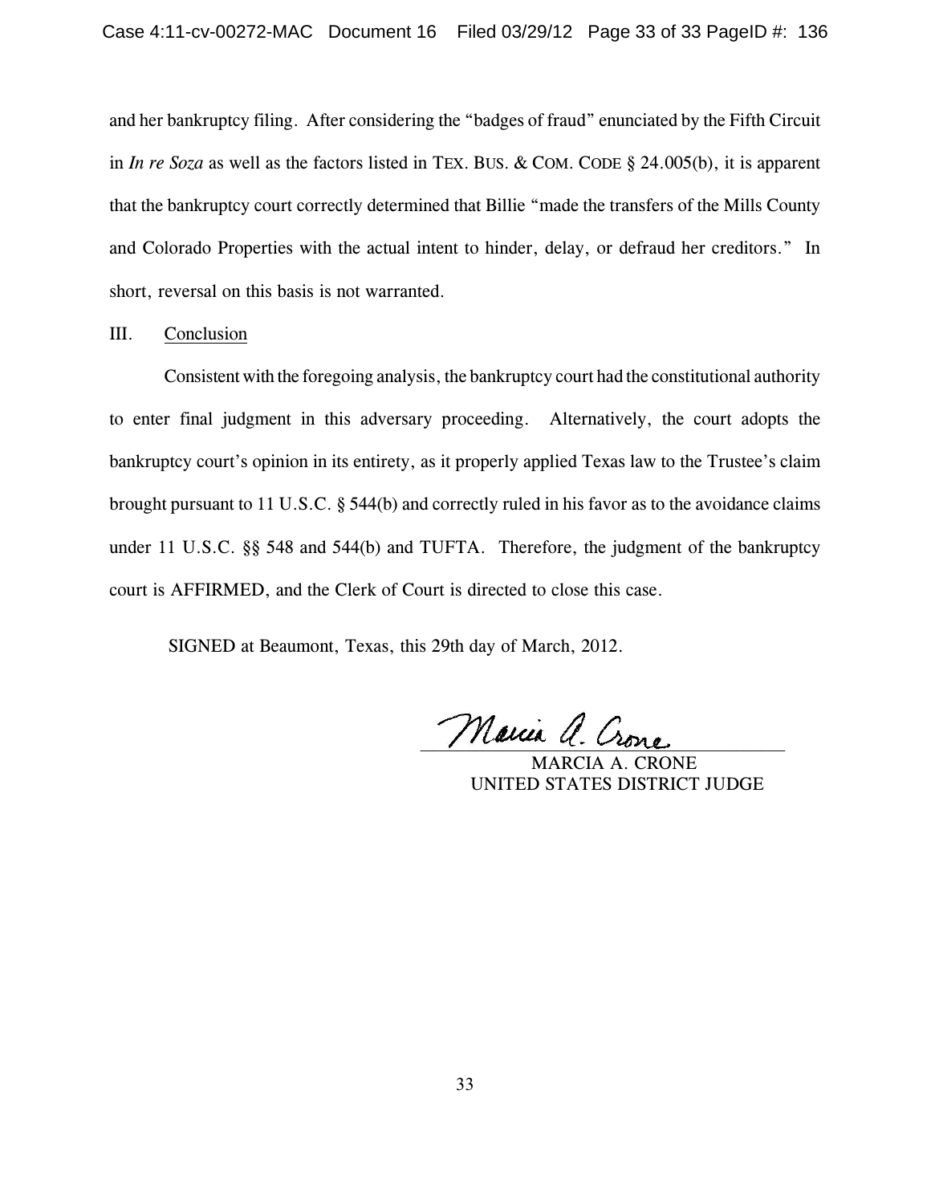and her bankruptcy filing. After considering the "badges of fraud" enunciated by the Fifth Circuit in *In re Soza* as well as the factors listed in TEX. BUS. & COM. CODE § 24.005(b), it is apparent that the bankruptcy court correctly determined that Billie "made the transfers of the Mills County and Colorado Properties with the actual intent to hinder, delay, or defraud her creditors." In short, reversal on this basis is not warranted.

III. Conclusion

Consistent with the foregoing analysis, the bankruptcy court had the constitutional authority to enter final judgment in this adversary proceeding. Alternatively, the court adopts the bankruptcy court's opinion in its entirety, as it properly applied Texas law to the Trustee's claim brought pursuant to 11 U.S.C. § 544(b) and correctly ruled in his favor as to the avoidance claims under 11 U.S.C. §§ 548 and 544(b) and TUFTA. Therefore, the judgment of the bankruptcy court is AFFIRMED, and the Clerk of Court is directed to close this case.

SIGNED at Beaumont, Texas, this 29th day of March, 2012.

Marcia A. Crone

MARCIA A. CRONE
UNITED STATES DISTRICT JUDGE